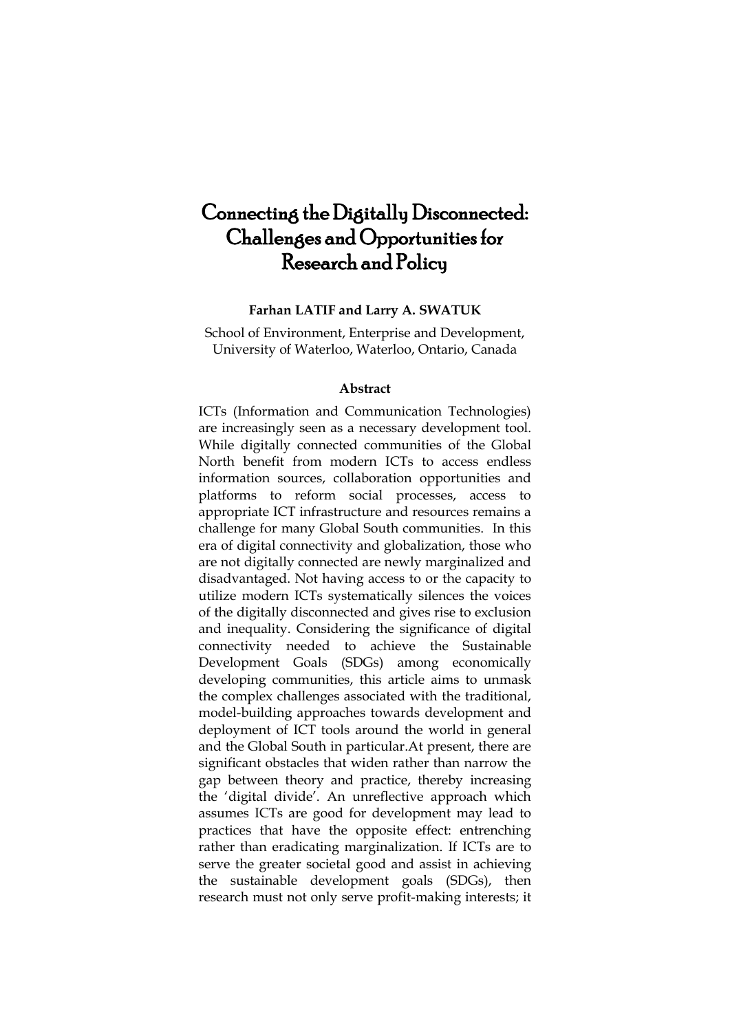# Connecting the Digitally Disconnected: Challenges and Opportunities for Research and Policy

**Farhan LATIF and Larry A. SWATUK**

School of Environment, Enterprise and Development, University of Waterloo, Waterloo, Ontario, Canada

**Abstract**

ICTs (Information and Communication Technologies) are increasingly seen as a necessary development tool. While digitally connected communities of the Global North benefit from modern ICTs to access endless information sources, collaboration opportunities and platforms to reform social processes, access to appropriate ICT infrastructure and resources remains a challenge for many Global South communities. In this era of digital connectivity and globalization, those who are not digitally connected are newly marginalized and disadvantaged. Not having access to or the capacity to utilize modern ICTs systematically silences the voices of the digitally disconnected and gives rise to exclusion and inequality. Considering the significance of digital connectivity needed to achieve the Sustainable Development Goals (SDGs) among economically developing communities, this article aims to unmask the complex challenges associated with the traditional, model-building approaches towards development and deployment of ICT tools around the world in general and the Global South in particular.At present, there are significant obstacles that widen rather than narrow the gap between theory and practice, thereby increasing the 'digital divide'. An unreflective approach which assumes ICTs are good for development may lead to practices that have the opposite effect: entrenching rather than eradicating marginalization. If ICTs are to serve the greater societal good and assist in achieving the sustainable development goals (SDGs), then research must not only serve profit-making interests; it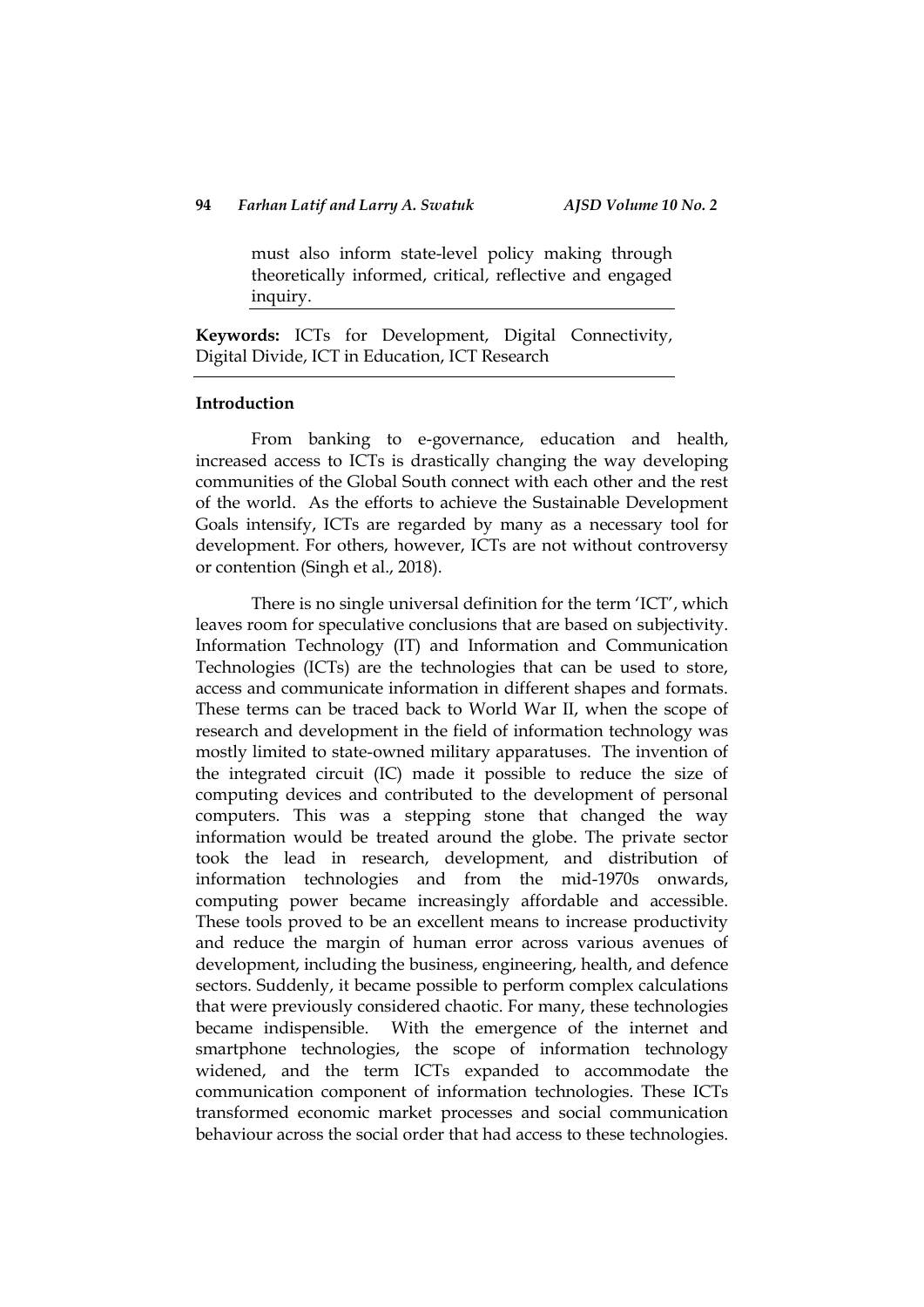must also inform state-level policy making through theoretically informed, critical, reflective and engaged inquiry.

**Keywords:** ICTs for Development, Digital Connectivity, Digital Divide, ICT in Education, ICT Research

## Introduction

From banking to e-governance, education and health, increased access to ICTs is drastically changing the way developing communities of the Global South connect with each other and the rest of the world. As the efforts to achieve the Sustainable Development Goals intensify, ICTs are regarded by many as a necessary tool for development. For others, however, ICTs are not without controversy or contention (Singh et al., 2018).

There is no single universal definition for the term 'ICT', which leaves room for speculative conclusions that are based on subjectivity. Information Technology (IT) and Information and Communication Technologies (ICTs) are the technologies that can be used to store, access and communicate information in different shapes and formats. These terms can be traced back to World War II, when the scope of research and development in the field of information technology was mostly limited to state-owned military apparatuses. The invention of the integrated circuit (IC) made it possible to reduce the size of computing devices and contributed to the development of personal computers. This was a stepping stone that changed the way information would be treated around the globe. The private sector took the lead in research, development, and distribution of information technologies and from the mid-1970s onwards, computing power became increasingly affordable and accessible. These tools proved to be an excellent means to increase productivity and reduce the margin of human error across various avenues of development, including the business, engineering, health, and defence sectors. Suddenly, it became possible to perform complex calculations that were previously considered chaotic. For many, these technologies became indispensable. With the emergence of the internet and smartphone technologies, the scope of information technology widened, and the term ICTs expanded to accommodate the communication component of information technologies. These ICTs transformed economic market processes and social communication behaviour across the social order that had access to these technologies.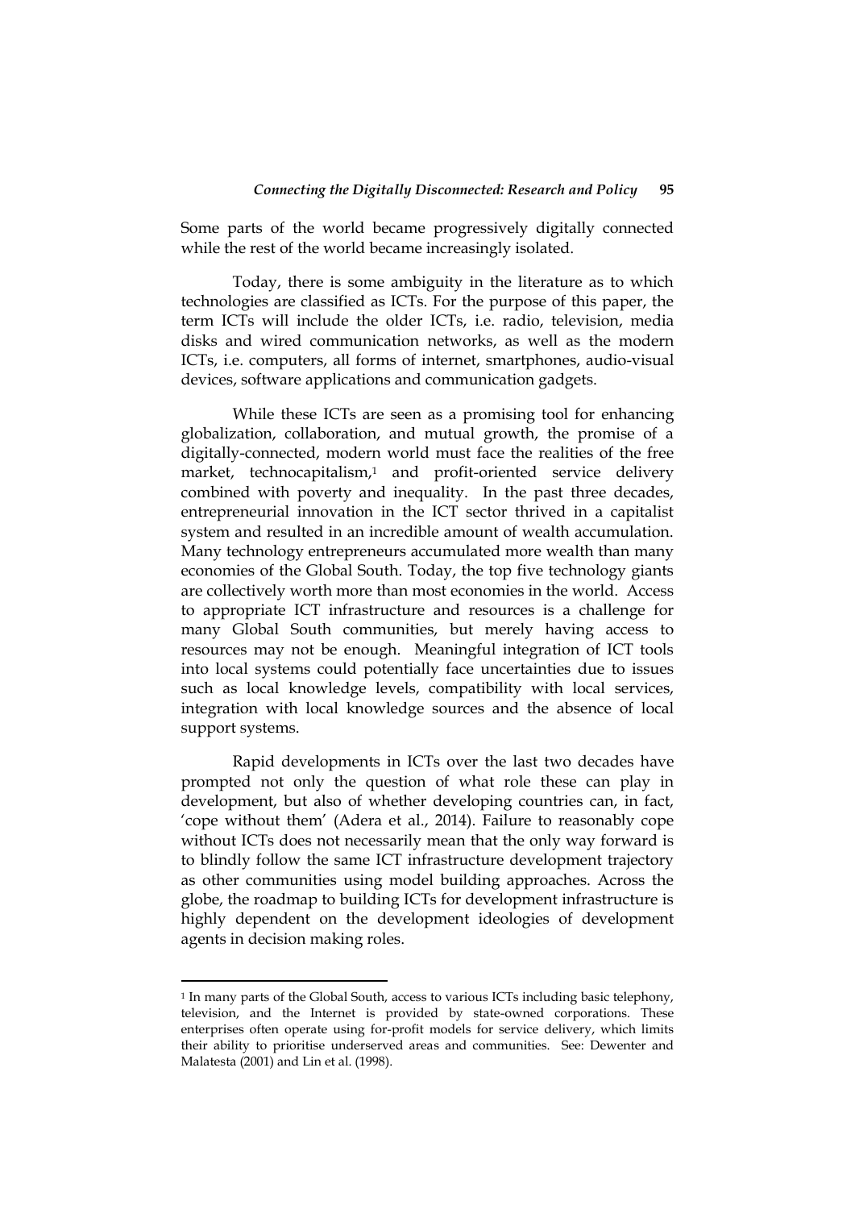Some parts of the world became progressively digitally connected while the rest of the world became increasingly isolated.

Today, there is some ambiguity in the literature as to which technologies are classified as ICTs. For the purpose of this paper, the term ICTs will include the older ICTs, i.e. radio, television, media disks and wired communication networks, as well as the modern ICTs, i.e. computers, all forms of internet, smartphones, audio-visual devices, software applications and communication gadgets.

While these ICTs are seen as a promising tool for enhancing globalization, collaboration, and mutual growth, the promise of a digitally-connected, modern world must face the realities of the free market, technocapitalism,[1] and profit-oriented service delivery combined with poverty and inequality. In the past three decades, entrepreneurial innovation in the ICT sector thrived in a capitalist system and resulted in an incredible amount of wealth accumulation. Many technology entrepreneurs accumulated more wealth than many economies of the Global South. Today, the top five technology giants are collectively worth more than most economies in the world. Access to appropriate ICT infrastructure and resources is a challenge for many Global South communities, but merely having access to resources may not be enough. Meaningful integration of ICT tools into local systems could potentially face uncertainties due to issues such as local knowledge levels, compatibility with local services, integration with local knowledge sources and the absence of local support systems.

Rapid developments in ICTs over the last two decades have prompted not only the question of what role these can play in development, but also of whether developing countries can, in fact, 'cope without them' (Adera et al., 2014). Failure to reasonably cope without ICTs does not necessarily mean that the only way forward is to blindly follow the same ICT infrastructure development trajectory as other communities using model building approaches. Across the globe, the roadmap to building ICTs for development infrastructure is highly dependent on the development ideologies of development agents in decision making roles.

---

[1] In many parts of the Global South, access to various ICTs including basic telephony, television, and the Internet is provided by state-owned corporations. These enterprises often operate using for-profit models for service delivery, which limits their ability to prioritise underserved areas and communities. See: Dewenter and Malatesta (2001) and Lin et al. (1998).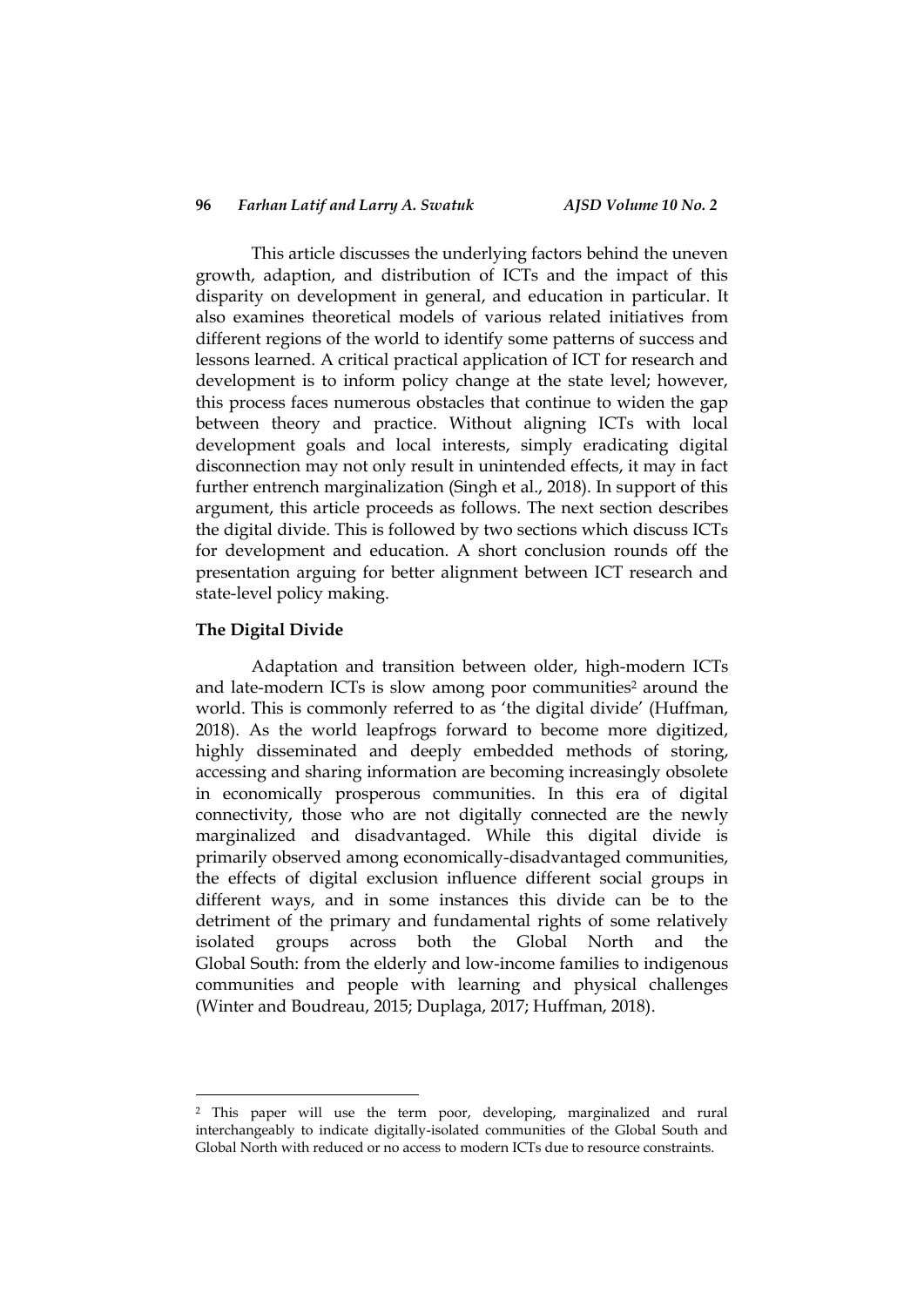This article discusses the underlying factors behind the uneven growth, adaption, and distribution of ICTs and the impact of this disparity on development in general, and education in particular. It also examines theoretical models of various related initiatives from different regions of the world to identify some patterns of success and lessons learned. A critical practical application of ICT for research and development is to inform policy change at the state level; however, this process faces numerous obstacles that continue to widen the gap between theory and practice. Without aligning ICTs with local development goals and local interests, simply eradicating digital disconnection may not only result in unintended effects, it may in fact further entrench marginalization (Singh et al., 2018). In support of this argument, this article proceeds as follows. The next section describes the digital divide. This is followed by two sections which discuss ICTs for development and education. A short conclusion rounds off the presentation arguing for better alignment between ICT research and state-level policy making.

**The Digital Divide**

Adaptation and transition between older, high-modern ICTs and late-modern ICTs is slow among poor communities[2] around the world. This is commonly referred to as 'the digital divide' (Huffman, 2018). As the world leapfrogs forward to become more digitized, highly disseminated and deeply embedded methods of storing, accessing and sharing information are becoming increasingly obsolete in economically prosperous communities. In this era of digital connectivity, those who are not digitally connected are the newly marginalized and disadvantaged. While this digital divide is primarily observed among economically-disadvantaged communities, the effects of digital exclusion influence different social groups in different ways, and in some instances this divide can be to the detriment of the primary and fundamental rights of some relatively isolated groups across both the Global North and the Global South: from the elderly and low-income families to indigenous communities and people with learning and physical challenges (Winter and Boudreau, 2015; Duplaga, 2017; Huffman, 2018).

---

[2] This paper will use the term poor, developing, marginalized and rural interchangeably to indicate digitally-isolated communities of the Global South and Global North with reduced or no access to modern ICTs due to resource constraints.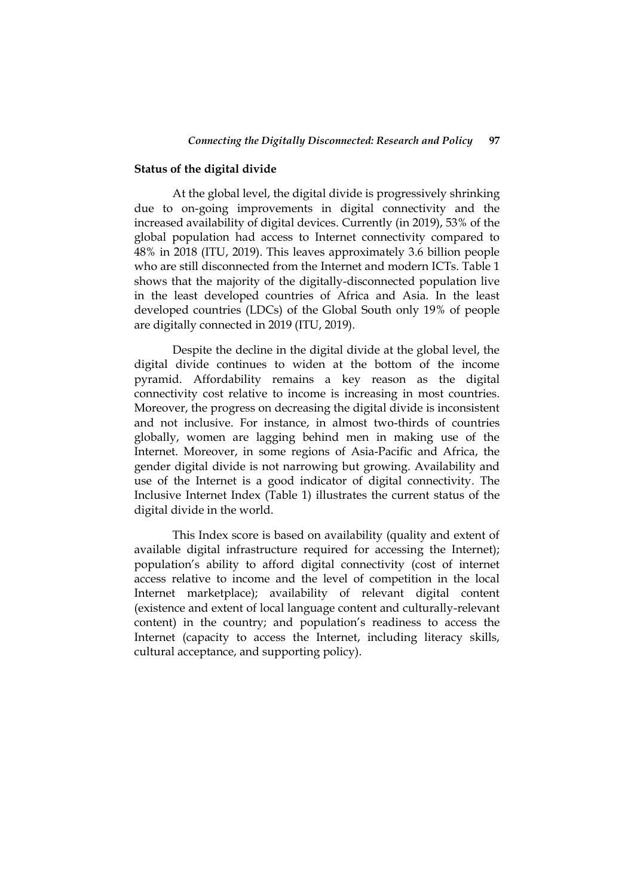## Status of the digital divide

At the global level, the digital divide is progressively shrinking due to on-going improvements in digital connectivity and the increased availability of digital devices. Currently (in 2019), 53% of the global population had access to Internet connectivity compared to 48% in 2018 (ITU, 2019). This leaves approximately 3.6 billion people who are still disconnected from the Internet and modern ICTs. Table 1 shows that the majority of the digitally-disconnected population live in the least developed countries of Africa and Asia. In the least developed countries (LDCs) of the Global South only 19% of people are digitally connected in 2019 (ITU, 2019).

Despite the decline in the digital divide at the global level, the digital divide continues to widen at the bottom of the income pyramid. Affordability remains a key reason as the digital connectivity cost relative to income is increasing in most countries. Moreover, the progress on decreasing the digital divide is inconsistent and not inclusive. For instance, in almost two-thirds of countries globally, women are lagging behind men in making use of the Internet. Moreover, in some regions of Asia-Pacific and Africa, the gender digital divide is not narrowing but growing. Availability and use of the Internet is a good indicator of digital connectivity. The Inclusive Internet Index (Table 1) illustrates the current status of the digital divide in the world.

This Index score is based on availability (quality and extent of available digital infrastructure required for accessing the Internet); population's ability to afford digital connectivity (cost of internet access relative to income and the level of competition in the local Internet marketplace); availability of relevant digital content (existence and extent of local language content and culturally-relevant content) in the country; and population's readiness to access the Internet (capacity to access the Internet, including literacy skills, cultural acceptance, and supporting policy).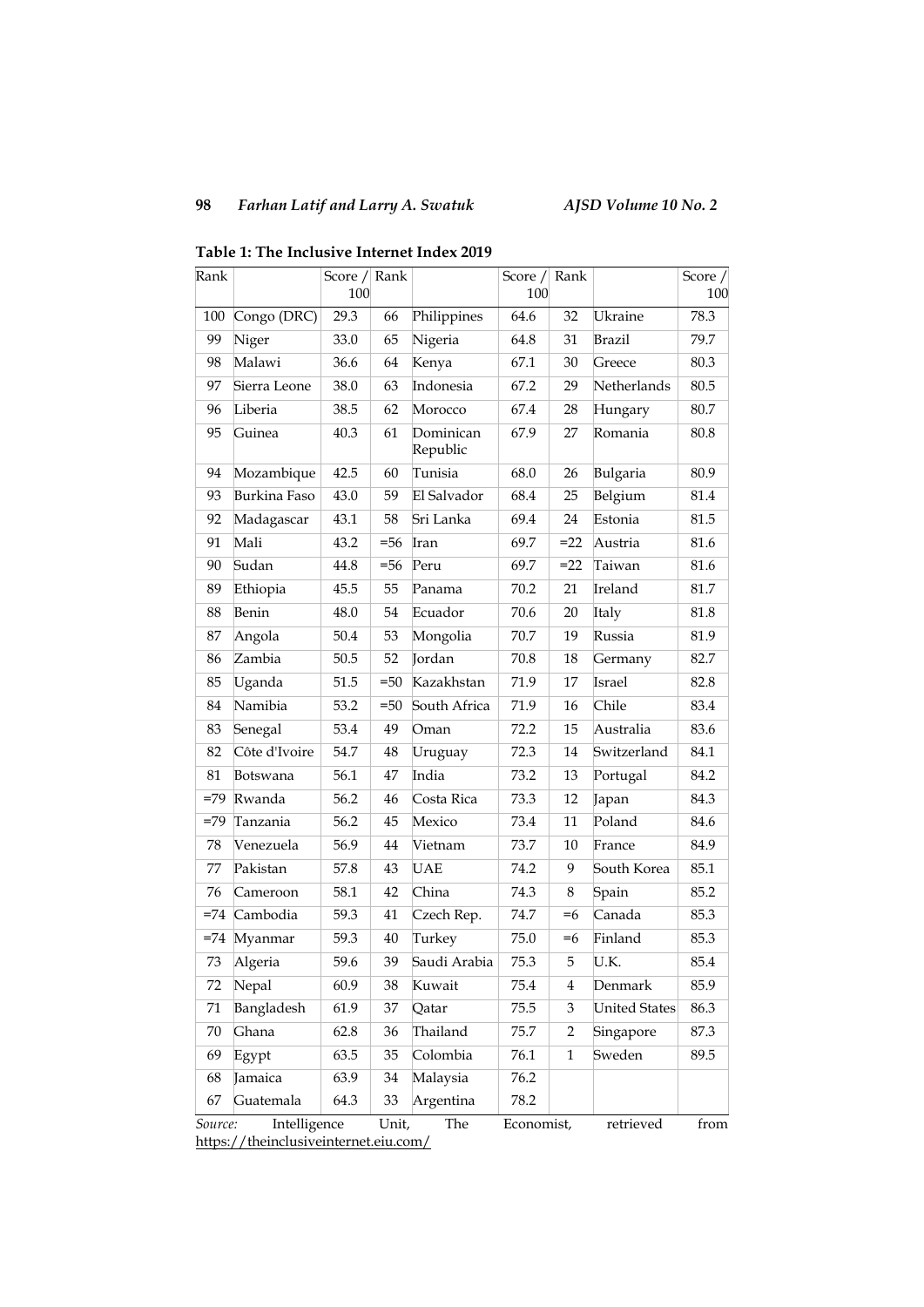**Table 1: The Inclusive Internet Index 2019**

| Rank | | Score / 100 | Rank | | Score / 100 | Rank | | Score / 100 |
|---|---|---|---|---|---|---|---|---|
| 100 | Congo (DRC) | 29.3 | 66 | Philippines | 64.6 | 32 | Ukraine | 78.3 |
| 99 | Niger | 33.0 | 65 | Nigeria | 64.8 | 31 | Brazil | 79.7 |
| 98 | Malawi | 36.6 | 64 | Kenya | 67.1 | 30 | Greece | 80.3 |
| 97 | Sierra Leone | 38.0 | 63 | Indonesia | 67.2 | 29 | Netherlands | 80.5 |
| 96 | Liberia | 38.5 | 62 | Morocco | 67.4 | 28 | Hungary | 80.7 |
| 95 | Guinea | 40.3 | 61 | Dominican Republic | 67.9 | 27 | Romania | 80.8 |
| 94 | Mozambique | 42.5 | 60 | Tunisia | 68.0 | 26 | Bulgaria | 80.9 |
| 93 | Burkina Faso | 43.0 | 59 | El Salvador | 68.4 | 25 | Belgium | 81.4 |
| 92 | Madagascar | 43.1 | 58 | Sri Lanka | 69.4 | 24 | Estonia | 81.5 |
| 91 | Mali | 43.2 | =56 | Iran | 69.7 | =22 | Austria | 81.6 |
| 90 | Sudan | 44.8 | =56 | Peru | 69.7 | =22 | Taiwan | 81.6 |
| 89 | Ethiopia | 45.5 | 55 | Panama | 70.2 | 21 | Ireland | 81.7 |
| 88 | Benin | 48.0 | 54 | Ecuador | 70.6 | 20 | Italy | 81.8 |
| 87 | Angola | 50.4 | 53 | Mongolia | 70.7 | 19 | Russia | 81.9 |
| 86 | Zambia | 50.5 | 52 | Jordan | 70.8 | 18 | Germany | 82.7 |
| 85 | Uganda | 51.5 | =50 | Kazakhstan | 71.9 | 17 | Israel | 82.8 |
| 84 | Namibia | 53.2 | =50 | South Africa | 71.9 | 16 | Chile | 83.4 |
| 83 | Senegal | 53.4 | 49 | Oman | 72.2 | 15 | Australia | 83.6 |
| 82 | Côte d'Ivoire | 54.7 | 48 | Uruguay | 72.3 | 14 | Switzerland | 84.1 |
| 81 | Botswana | 56.1 | 47 | India | 73.2 | 13 | Portugal | 84.2 |
| =79 | Rwanda | 56.2 | 46 | Costa Rica | 73.3 | 12 | Japan | 84.3 |
| =79 | Tanzania | 56.2 | 45 | Mexico | 73.4 | 11 | Poland | 84.6 |
| 78 | Venezuela | 56.9 | 44 | Vietnam | 73.7 | 10 | France | 84.9 |
| 77 | Pakistan | 57.8 | 43 | UAE | 74.2 | 9 | South Korea | 85.1 |
| 76 | Cameroon | 58.1 | 42 | China | 74.3 | 8 | Spain | 85.2 |
| =74 | Cambodia | 59.3 | 41 | Czech Rep. | 74.7 | =6 | Canada | 85.3 |
| =74 | Myanmar | 59.3 | 40 | Turkey | 75.0 | =6 | Finland | 85.3 |
| 73 | Algeria | 59.6 | 39 | Saudi Arabia | 75.3 | 5 | U.K. | 85.4 |
| 72 | Nepal | 60.9 | 38 | Kuwait | 75.4 | 4 | Denmark | 85.9 |
| 71 | Bangladesh | 61.9 | 37 | Qatar | 75.5 | 3 | United States | 86.3 |
| 70 | Ghana | 62.8 | 36 | Thailand | 75.7 | 2 | Singapore | 87.3 |
| 69 | Egypt | 63.5 | 35 | Colombia | 76.1 | 1 | Sweden | 89.5 |
| 68 | Jamaica | 63.9 | 34 | Malaysia | 76.2 | | | |
| 67 | Guatemala | 64.3 | 33 | Argentina | 78.2 | | | |

*Source:* Intelligence Unit, The Economist, retrieved from https://theinclusiveinternet.eiu.com/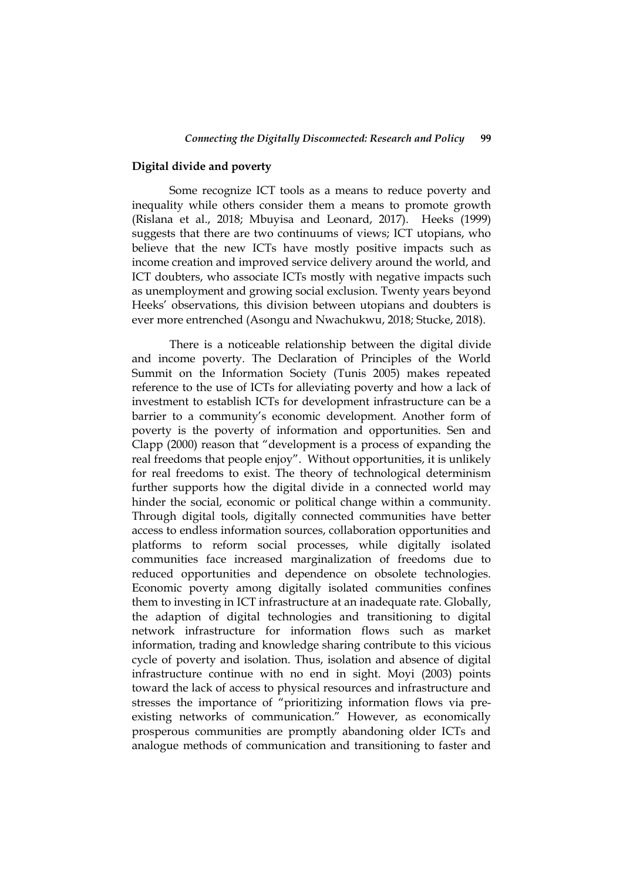## Digital divide and poverty

Some recognize ICT tools as a means to reduce poverty and inequality while others consider them a means to promote growth (Rislana et al., 2018; Mbuyisa and Leonard, 2017). Heeks (1999) suggests that there are two continuums of views; ICT utopians, who believe that the new ICTs have mostly positive impacts such as income creation and improved service delivery around the world, and ICT doubters, who associate ICTs mostly with negative impacts such as unemployment and growing social exclusion. Twenty years beyond Heeks' observations, this division between utopians and doubters is ever more entrenched (Asongu and Nwachukwu, 2018; Stucke, 2018).

There is a noticeable relationship between the digital divide and income poverty. The Declaration of Principles of the World Summit on the Information Society (Tunis 2005) makes repeated reference to the use of ICTs for alleviating poverty and how a lack of investment to establish ICTs for development infrastructure can be a barrier to a community's economic development. Another form of poverty is the poverty of information and opportunities. Sen and Clapp (2000) reason that "development is a process of expanding the real freedoms that people enjoy". Without opportunities, it is unlikely for real freedoms to exist. The theory of technological determinism further supports how the digital divide in a connected world may hinder the social, economic or political change within a community. Through digital tools, digitally connected communities have better access to endless information sources, collaboration opportunities and platforms to reform social processes, while digitally isolated communities face increased marginalization of freedoms due to reduced opportunities and dependence on obsolete technologies. Economic poverty among digitally isolated communities confines them to investing in ICT infrastructure at an inadequate rate. Globally, the adaption of digital technologies and transitioning to digital network infrastructure for information flows such as market information, trading and knowledge sharing contribute to this vicious cycle of poverty and isolation. Thus, isolation and absence of digital infrastructure continue with no end in sight. Moyi (2003) points toward the lack of access to physical resources and infrastructure and stresses the importance of "prioritizing information flows via pre-existing networks of communication." However, as economically prosperous communities are promptly abandoning older ICTs and analogue methods of communication and transitioning to faster and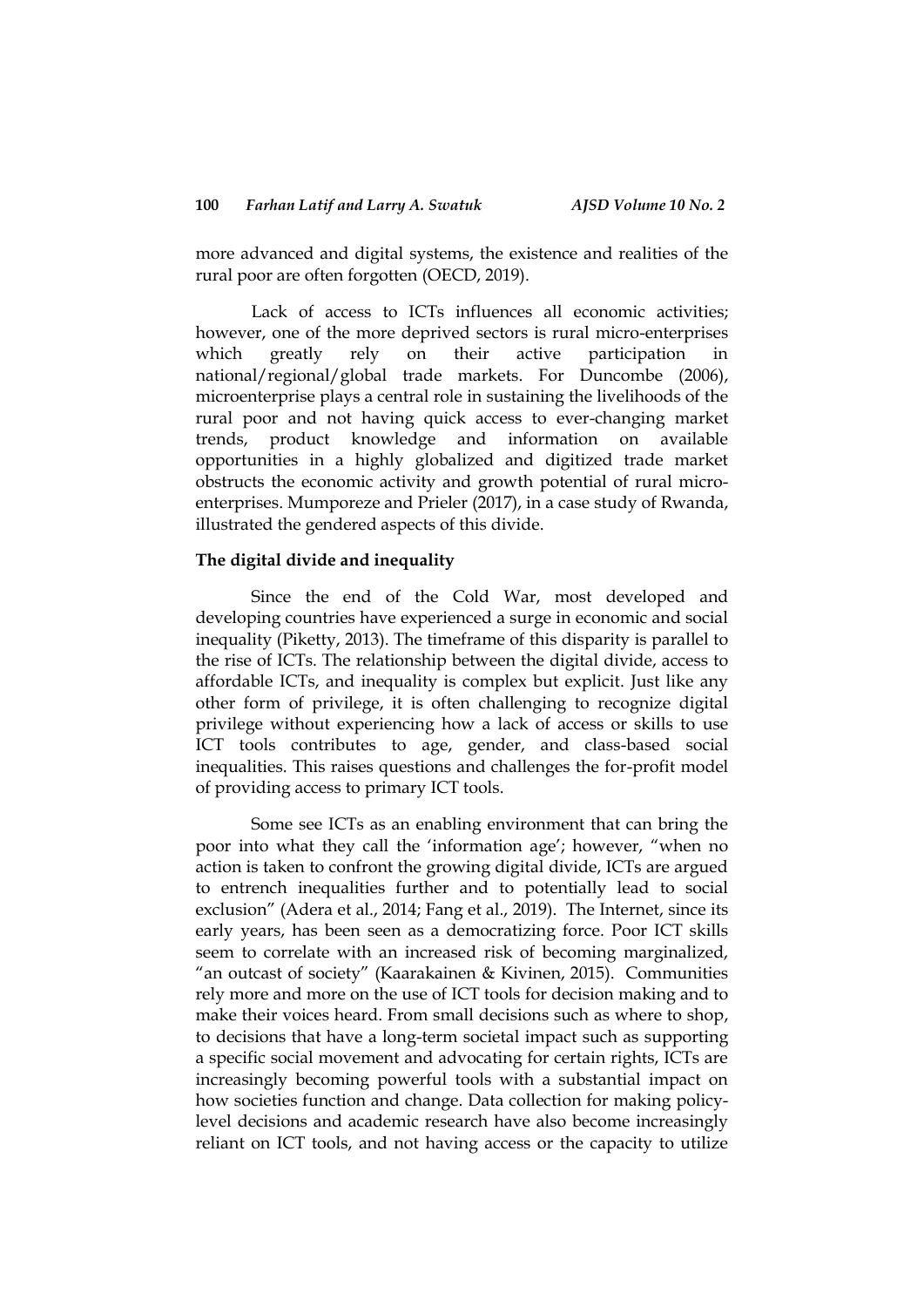more advanced and digital systems, the existence and realities of the rural poor are often forgotten (OECD, 2019).

Lack of access to ICTs influences all economic activities; however, one of the more deprived sectors is rural micro-enterprises which greatly rely on their active participation in national/regional/global trade markets. For Duncombe (2006), microenterprise plays a central role in sustaining the livelihoods of the rural poor and not having quick access to ever-changing market trends, product knowledge and information on available opportunities in a highly globalized and digitized trade market obstructs the economic activity and growth potential of rural micro-enterprises. Mumporeze and Prieler (2017), in a case study of Rwanda, illustrated the gendered aspects of this divide.

**The digital divide and inequality**

Since the end of the Cold War, most developed and developing countries have experienced a surge in economic and social inequality (Piketty, 2013). The timeframe of this disparity is parallel to the rise of ICTs. The relationship between the digital divide, access to affordable ICTs, and inequality is complex but explicit. Just like any other form of privilege, it is often challenging to recognize digital privilege without experiencing how a lack of access or skills to use ICT tools contributes to age, gender, and class-based social inequalities. This raises questions and challenges the for-profit model of providing access to primary ICT tools.

Some see ICTs as an enabling environment that can bring the poor into what they call the 'information age'; however, "when no action is taken to confront the growing digital divide, ICTs are argued to entrench inequalities further and to potentially lead to social exclusion" (Adera et al., 2014; Fang et al., 2019). The Internet, since its early years, has been seen as a democratizing force. Poor ICT skills seem to correlate with an increased risk of becoming marginalized, "an outcast of society" (Kaarakainen & Kivinen, 2015). Communities rely more and more on the use of ICT tools for decision making and to make their voices heard. From small decisions such as where to shop, to decisions that have a long-term societal impact such as supporting a specific social movement and advocating for certain rights, ICTs are increasingly becoming powerful tools with a substantial impact on how societies function and change. Data collection for making policy-level decisions and academic research have also become increasingly reliant on ICT tools, and not having access or the capacity to utilize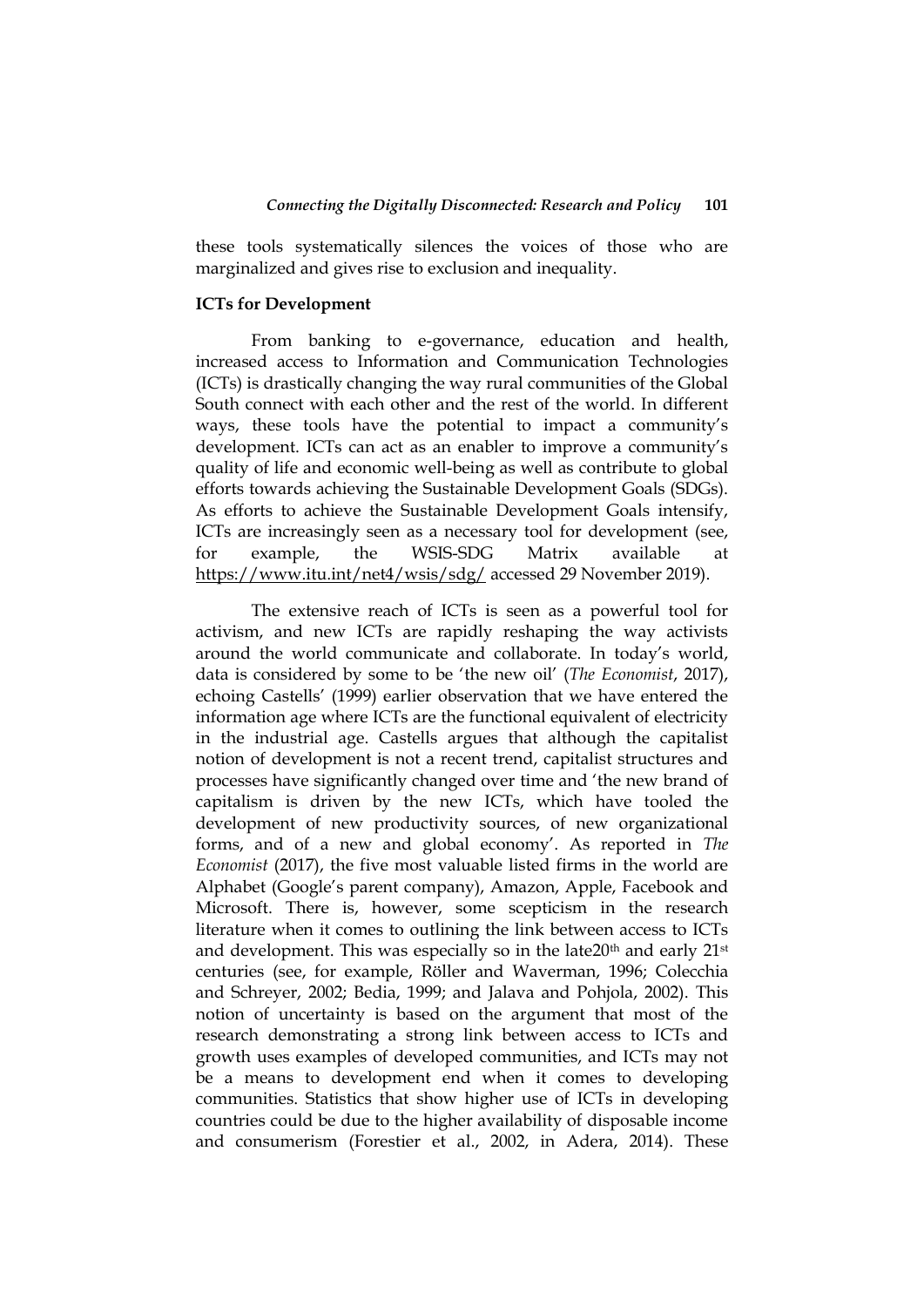these tools systematically silences the voices of those who are marginalized and gives rise to exclusion and inequality.

**ICTs for Development**

From banking to e-governance, education and health, increased access to Information and Communication Technologies (ICTs) is drastically changing the way rural communities of the Global South connect with each other and the rest of the world. In different ways, these tools have the potential to impact a community's development. ICTs can act as an enabler to improve a community's quality of life and economic well-being as well as contribute to global efforts towards achieving the Sustainable Development Goals (SDGs). As efforts to achieve the Sustainable Development Goals intensify, ICTs are increasingly seen as a necessary tool for development (see, for example, the WSIS-SDG Matrix available at https://www.itu.int/net4/wsis/sdg/ accessed 29 November 2019).

The extensive reach of ICTs is seen as a powerful tool for activism, and new ICTs are rapidly reshaping the way activists around the world communicate and collaborate. In today's world, data is considered by some to be 'the new oil' (*The Economist*, 2017), echoing Castells' (1999) earlier observation that we have entered the information age where ICTs are the functional equivalent of electricity in the industrial age. Castells argues that although the capitalist notion of development is not a recent trend, capitalist structures and processes have significantly changed over time and 'the new brand of capitalism is driven by the new ICTs, which have tooled the development of new productivity sources, of new organizational forms, and of a new and global economy'. As reported in *The Economist* (2017), the five most valuable listed firms in the world are Alphabet (Google's parent company), Amazon, Apple, Facebook and Microsoft. There is, however, some scepticism in the research literature when it comes to outlining the link between access to ICTs and development. This was especially so in the late20th and early 21st centuries (see, for example, Röller and Waverman, 1996; Colecchia and Schreyer, 2002; Bedia, 1999; and Jalava and Pohjola, 2002). This notion of uncertainty is based on the argument that most of the research demonstrating a strong link between access to ICTs and growth uses examples of developed communities, and ICTs may not be a means to development end when it comes to developing communities. Statistics that show higher use of ICTs in developing countries could be due to the higher availability of disposable income and consumerism (Forestier et al., 2002, in Adera, 2014). These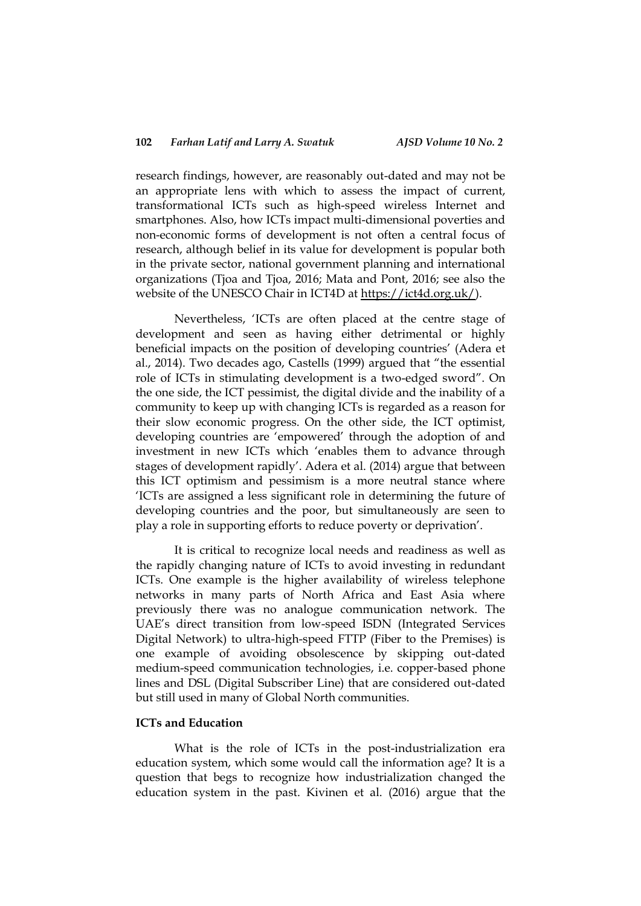research findings, however, are reasonably out-dated and may not be an appropriate lens with which to assess the impact of current, transformational ICTs such as high-speed wireless Internet and smartphones. Also, how ICTs impact multi-dimensional poverties and non-economic forms of development is not often a central focus of research, although belief in its value for development is popular both in the private sector, national government planning and international organizations (Tjoa and Tjoa, 2016; Mata and Pont, 2016; see also the website of the UNESCO Chair in ICT4D at https://ict4d.org.uk/).

Nevertheless, 'ICTs are often placed at the centre stage of development and seen as having either detrimental or highly beneficial impacts on the position of developing countries' (Adera et al., 2014). Two decades ago, Castells (1999) argued that "the essential role of ICTs in stimulating development is a two-edged sword". On the one side, the ICT pessimist, the digital divide and the inability of a community to keep up with changing ICTs is regarded as a reason for their slow economic progress. On the other side, the ICT optimist, developing countries are 'empowered' through the adoption of and investment in new ICTs which 'enables them to advance through stages of development rapidly'. Adera et al. (2014) argue that between this ICT optimism and pessimism is a more neutral stance where 'ICTs are assigned a less significant role in determining the future of developing countries and the poor, but simultaneously are seen to play a role in supporting efforts to reduce poverty or deprivation'.

It is critical to recognize local needs and readiness as well as the rapidly changing nature of ICTs to avoid investing in redundant ICTs. One example is the higher availability of wireless telephone networks in many parts of North Africa and East Asia where previously there was no analogue communication network. The UAE's direct transition from low-speed ISDN (Integrated Services Digital Network) to ultra-high-speed FTTP (Fiber to the Premises) is one example of avoiding obsolescence by skipping out-dated medium-speed communication technologies, i.e. copper-based phone lines and DSL (Digital Subscriber Line) that are considered out-dated but still used in many of Global North communities.

## ICTs and Education

What is the role of ICTs in the post-industrialization era education system, which some would call the information age? It is a question that begs to recognize how industrialization changed the education system in the past. Kivinen et al. (2016) argue that the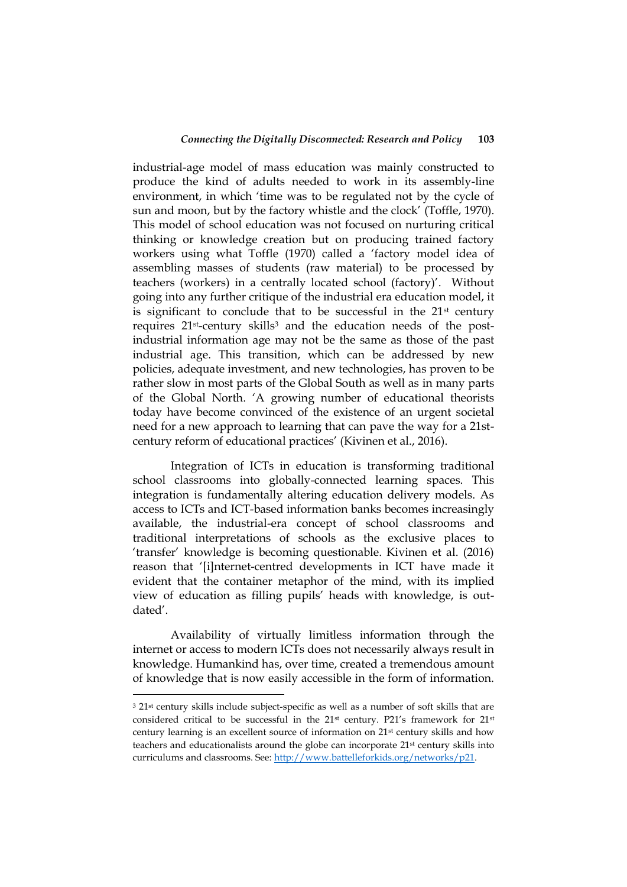industrial-age model of mass education was mainly constructed to produce the kind of adults needed to work in its assembly-line environment, in which 'time was to be regulated not by the cycle of sun and moon, but by the factory whistle and the clock' (Toffle, 1970). This model of school education was not focused on nurturing critical thinking or knowledge creation but on producing trained factory workers using what Toffle (1970) called a 'factory model idea of assembling masses of students (raw material) to be processed by teachers (workers) in a centrally located school (factory)'. Without going into any further critique of the industrial era education model, it is significant to conclude that to be successful in the 21st century requires 21st-century skills[3] and the education needs of the post-industrial information age may not be the same as those of the past industrial age. This transition, which can be addressed by new policies, adequate investment, and new technologies, has proven to be rather slow in most parts of the Global South as well as in many parts of the Global North. 'A growing number of educational theorists today have become convinced of the existence of an urgent societal need for a new approach to learning that can pave the way for a 21st-century reform of educational practices' (Kivinen et al., 2016).

Integration of ICTs in education is transforming traditional school classrooms into globally-connected learning spaces. This integration is fundamentally altering education delivery models. As access to ICTs and ICT-based information banks becomes increasingly available, the industrial-era concept of school classrooms and traditional interpretations of schools as the exclusive places to 'transfer' knowledge is becoming questionable. Kivinen et al. (2016) reason that '[i]nternet-centred developments in ICT have made it evident that the container metaphor of the mind, with its implied view of education as filling pupils' heads with knowledge, is out-dated'.

Availability of virtually limitless information through the internet or access to modern ICTs does not necessarily always result in knowledge. Humankind has, over time, created a tremendous amount of knowledge that is now easily accessible in the form of information.

[3] 21st century skills include subject-specific as well as a number of soft skills that are considered critical to be successful in the 21st century. P21's framework for 21st century learning is an excellent source of information on 21st century skills and how teachers and educationalists around the globe can incorporate 21st century skills into curriculums and classrooms. See: http://www.battelleforkids.org/networks/p21.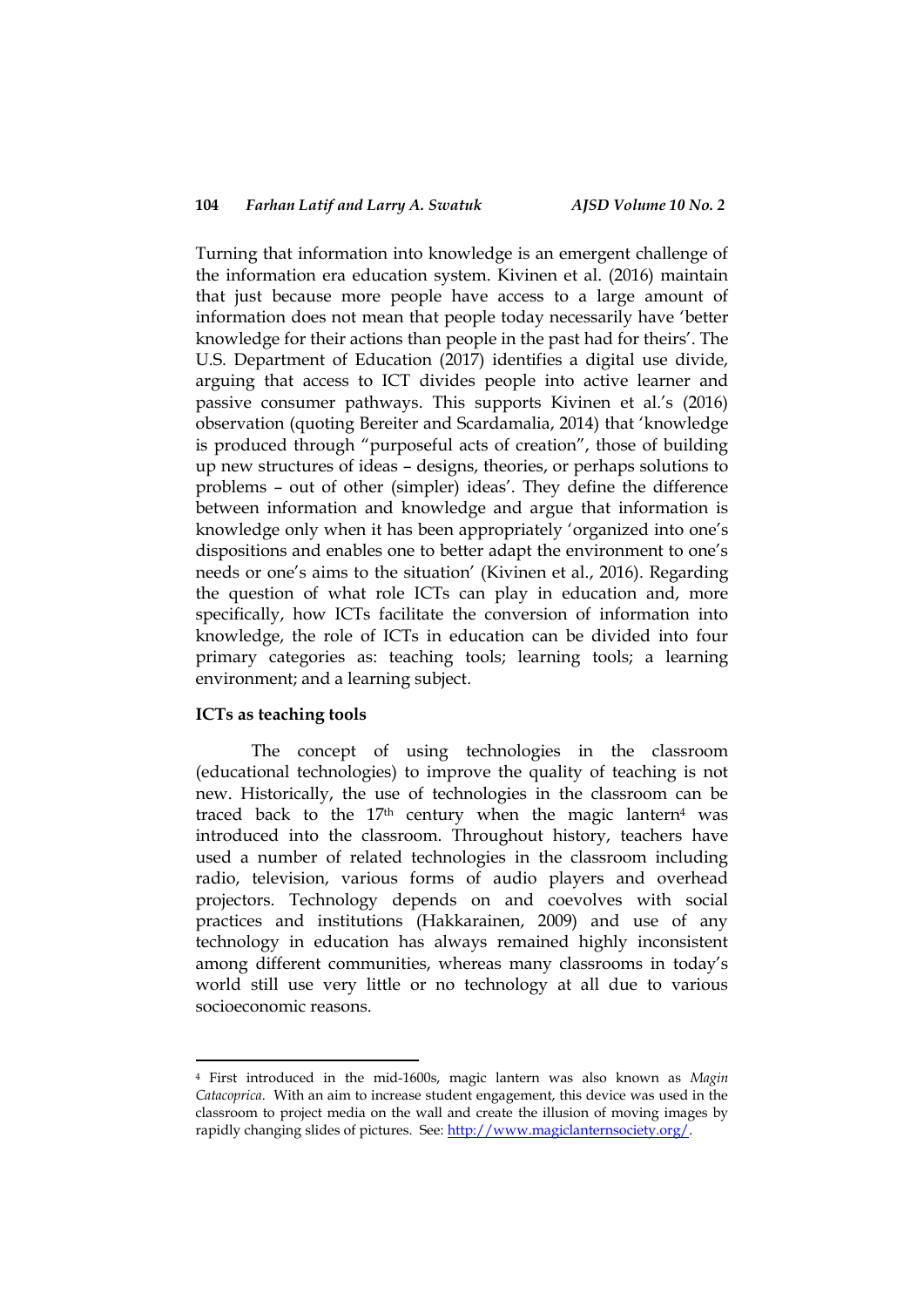Turning that information into knowledge is an emergent challenge of the information era education system. Kivinen et al. (2016) maintain that just because more people have access to a large amount of information does not mean that people today necessarily have 'better knowledge for their actions than people in the past had for theirs'. The U.S. Department of Education (2017) identifies a digital use divide, arguing that access to ICT divides people into active learner and passive consumer pathways. This supports Kivinen et al.'s (2016) observation (quoting Bereiter and Scardamalia, 2014) that 'knowledge is produced through "purposeful acts of creation", those of building up new structures of ideas – designs, theories, or perhaps solutions to problems – out of other (simpler) ideas'. They define the difference between information and knowledge and argue that information is knowledge only when it has been appropriately 'organized into one's dispositions and enables one to better adapt the environment to one's needs or one's aims to the situation' (Kivinen et al., 2016). Regarding the question of what role ICTs can play in education and, more specifically, how ICTs facilitate the conversion of information into knowledge, the role of ICTs in education can be divided into four primary categories as: teaching tools; learning tools; a learning environment; and a learning subject.

**ICTs as teaching tools**

The concept of using technologies in the classroom (educational technologies) to improve the quality of teaching is not new. Historically, the use of technologies in the classroom can be traced back to the 17th century when the magic lantern[4] was introduced into the classroom. Throughout history, teachers have used a number of related technologies in the classroom including radio, television, various forms of audio players and overhead projectors. Technology depends on and coevolves with social practices and institutions (Hakkarainen, 2009) and use of any technology in education has always remained highly inconsistent among different communities, whereas many classrooms in today's world still use very little or no technology at all due to various socioeconomic reasons.

---

[4] First introduced in the mid-1600s, magic lantern was also known as *Magin Catacoprica*. With an aim to increase student engagement, this device was used in the classroom to project media on the wall and create the illusion of moving images by rapidly changing slides of pictures. See: http://www.magiclanternsociety.org/.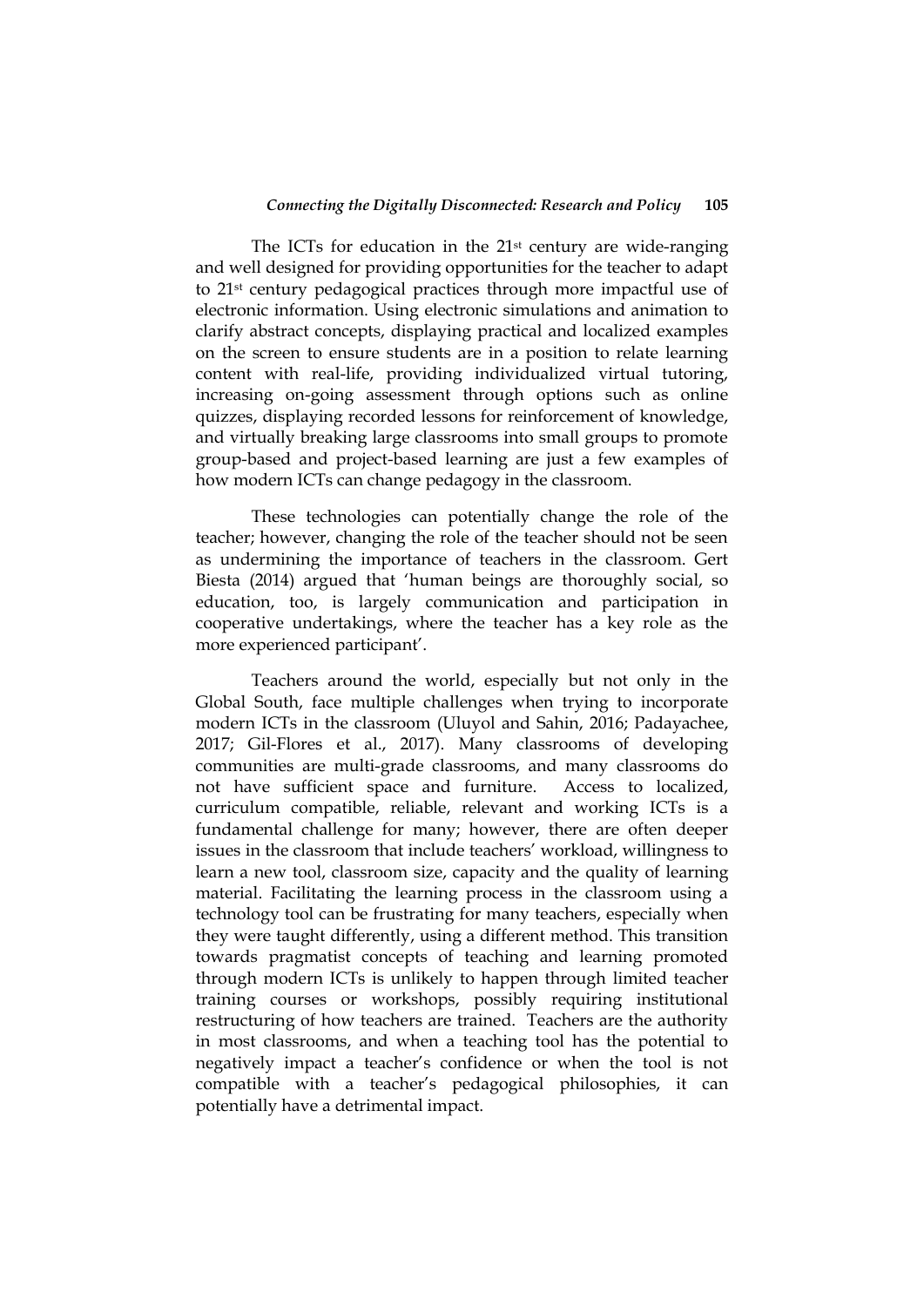The ICTs for education in the 21st century are wide-ranging and well designed for providing opportunities for the teacher to adapt to 21st century pedagogical practices through more impactful use of electronic information. Using electronic simulations and animation to clarify abstract concepts, displaying practical and localized examples on the screen to ensure students are in a position to relate learning content with real-life, providing individualized virtual tutoring, increasing on-going assessment through options such as online quizzes, displaying recorded lessons for reinforcement of knowledge, and virtually breaking large classrooms into small groups to promote group-based and project-based learning are just a few examples of how modern ICTs can change pedagogy in the classroom.

These technologies can potentially change the role of the teacher; however, changing the role of the teacher should not be seen as undermining the importance of teachers in the classroom. Gert Biesta (2014) argued that 'human beings are thoroughly social, so education, too, is largely communication and participation in cooperative undertakings, where the teacher has a key role as the more experienced participant'.

Teachers around the world, especially but not only in the Global South, face multiple challenges when trying to incorporate modern ICTs in the classroom (Uluyol and Sahin, 2016; Padayachee, 2017; Gil-Flores et al., 2017). Many classrooms of developing communities are multi-grade classrooms, and many classrooms do not have sufficient space and furniture. Access to localized, curriculum compatible, reliable, relevant and working ICTs is a fundamental challenge for many; however, there are often deeper issues in the classroom that include teachers' workload, willingness to learn a new tool, classroom size, capacity and the quality of learning material. Facilitating the learning process in the classroom using a technology tool can be frustrating for many teachers, especially when they were taught differently, using a different method. This transition towards pragmatist concepts of teaching and learning promoted through modern ICTs is unlikely to happen through limited teacher training courses or workshops, possibly requiring institutional restructuring of how teachers are trained. Teachers are the authority in most classrooms, and when a teaching tool has the potential to negatively impact a teacher's confidence or when the tool is not compatible with a teacher's pedagogical philosophies, it can potentially have a detrimental impact.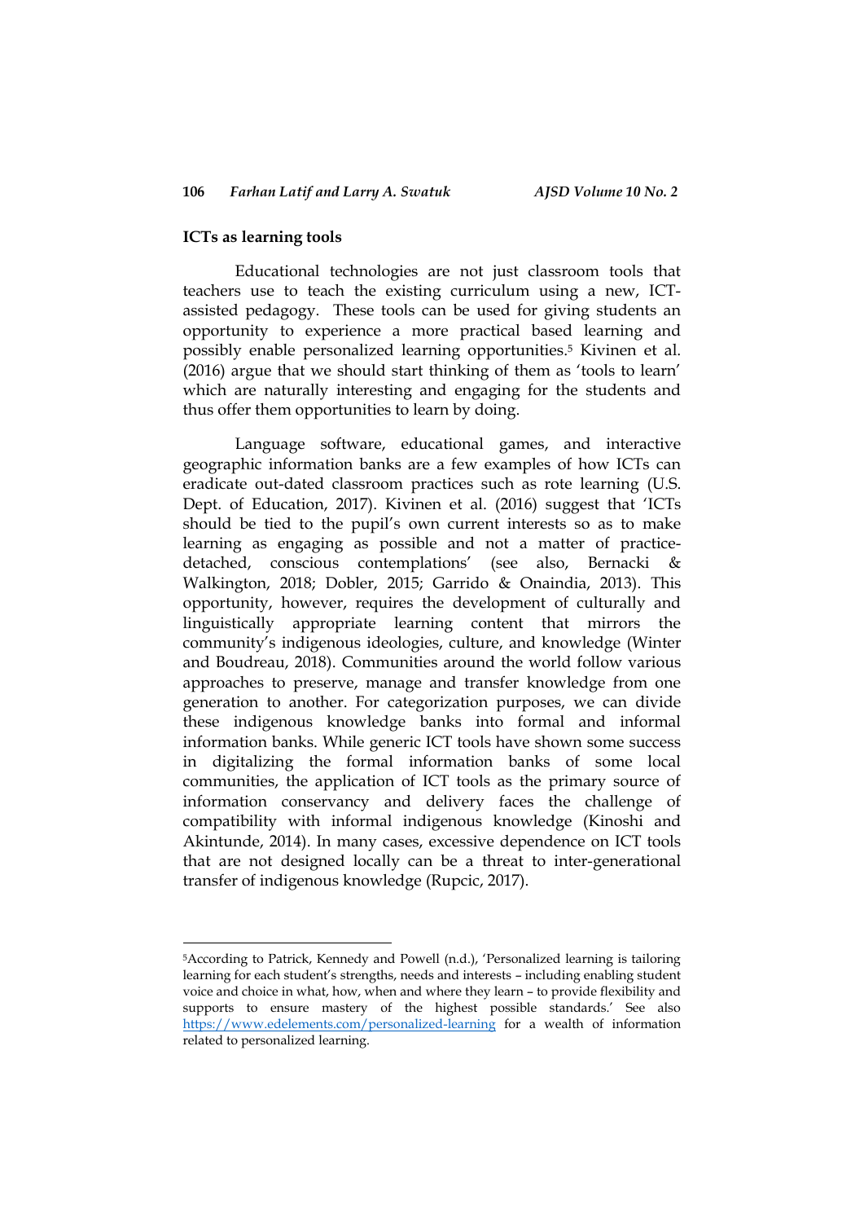**ICTs as learning tools**

Educational technologies are not just classroom tools that teachers use to teach the existing curriculum using a new, ICT-assisted pedagogy. These tools can be used for giving students an opportunity to experience a more practical based learning and possibly enable personalized learning opportunities.[5] Kivinen et al. (2016) argue that we should start thinking of them as 'tools to learn' which are naturally interesting and engaging for the students and thus offer them opportunities to learn by doing.

Language software, educational games, and interactive geographic information banks are a few examples of how ICTs can eradicate out-dated classroom practices such as rote learning (U.S. Dept. of Education, 2017). Kivinen et al. (2016) suggest that 'ICTs should be tied to the pupil's own current interests so as to make learning as engaging as possible and not a matter of practice-detached, conscious contemplations' (see also, Bernacki & Walkington, 2018; Dobler, 2015; Garrido & Onaindia, 2013). This opportunity, however, requires the development of culturally and linguistically appropriate learning content that mirrors the community's indigenous ideologies, culture, and knowledge (Winter and Boudreau, 2018). Communities around the world follow various approaches to preserve, manage and transfer knowledge from one generation to another. For categorization purposes, we can divide these indigenous knowledge banks into formal and informal information banks. While generic ICT tools have shown some success in digitalizing the formal information banks of some local communities, the application of ICT tools as the primary source of information conservancy and delivery faces the challenge of compatibility with informal indigenous knowledge (Kinoshi and Akintunde, 2014). In many cases, excessive dependence on ICT tools that are not designed locally can be a threat to inter-generational transfer of indigenous knowledge (Rupcic, 2017).

---

[5]According to Patrick, Kennedy and Powell (n.d.), 'Personalized learning is tailoring learning for each student's strengths, needs and interests – including enabling student voice and choice in what, how, when and where they learn – to provide flexibility and supports to ensure mastery of the highest possible standards.' See also https://www.edelements.com/personalized-learning for a wealth of information related to personalized learning.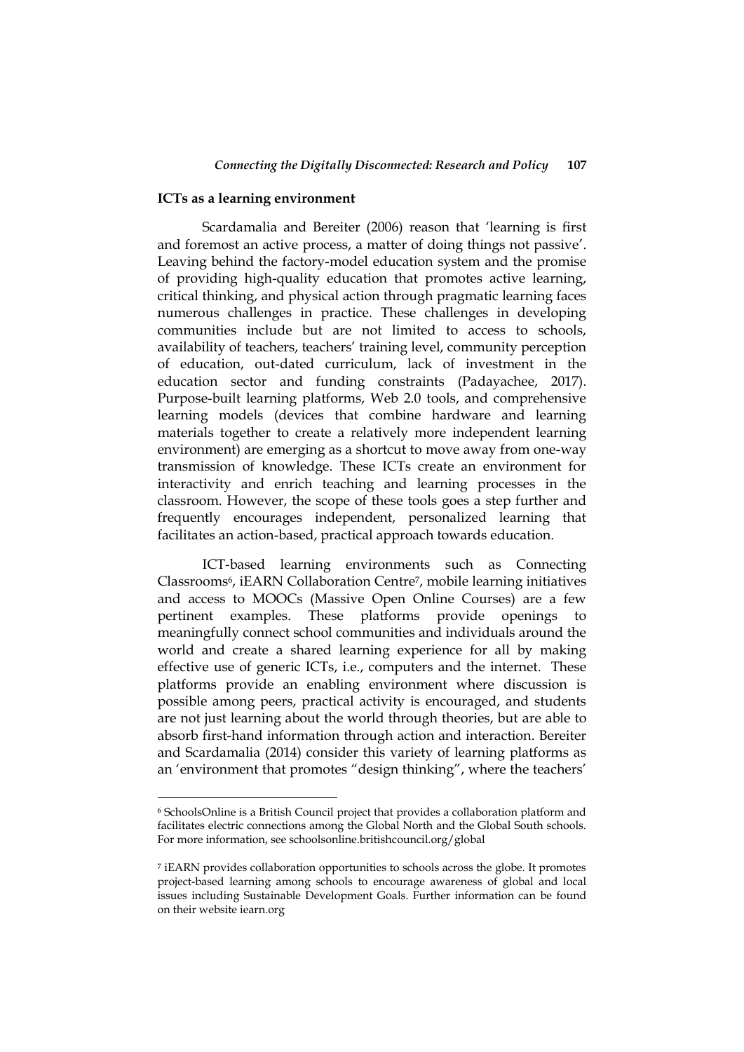## ICTs as a learning environment

Scardamalia and Bereiter (2006) reason that 'learning is first and foremost an active process, a matter of doing things not passive'. Leaving behind the factory-model education system and the promise of providing high-quality education that promotes active learning, critical thinking, and physical action through pragmatic learning faces numerous challenges in practice. These challenges in developing communities include but are not limited to access to schools, availability of teachers, teachers' training level, community perception of education, out-dated curriculum, lack of investment in the education sector and funding constraints (Padayachee, 2017). Purpose-built learning platforms, Web 2.0 tools, and comprehensive learning models (devices that combine hardware and learning materials together to create a relatively more independent learning environment) are emerging as a shortcut to move away from one-way transmission of knowledge. These ICTs create an environment for interactivity and enrich teaching and learning processes in the classroom. However, the scope of these tools goes a step further and frequently encourages independent, personalized learning that facilitates an action-based, practical approach towards education.

ICT-based learning environments such as Connecting Classrooms[6], iEARN Collaboration Centre[7], mobile learning initiatives and access to MOOCs (Massive Open Online Courses) are a few pertinent examples. These platforms provide openings to meaningfully connect school communities and individuals around the world and create a shared learning experience for all by making effective use of generic ICTs, i.e., computers and the internet. These platforms provide an enabling environment where discussion is possible among peers, practical activity is encouraged, and students are not just learning about the world through theories, but are able to absorb first-hand information through action and interaction. Bereiter and Scardamalia (2014) consider this variety of learning platforms as an 'environment that promotes "design thinking", where the teachers'

---

[6] SchoolsOnline is a British Council project that provides a collaboration platform and facilitates electric connections among the Global North and the Global South schools. For more information, see schoolsonline.britishcouncil.org/global

[7] iEARN provides collaboration opportunities to schools across the globe. It promotes project-based learning among schools to encourage awareness of global and local issues including Sustainable Development Goals. Further information can be found on their website iearn.org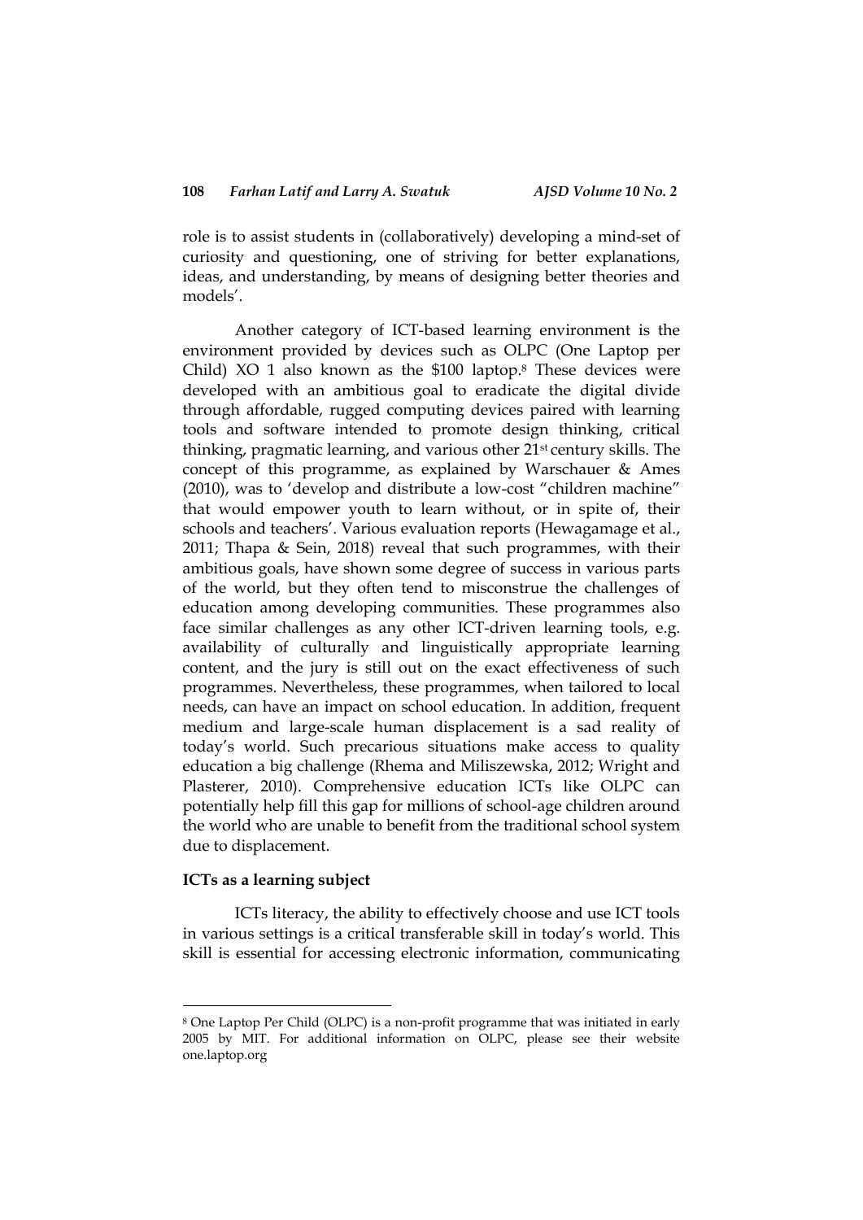role is to assist students in (collaboratively) developing a mind-set of curiosity and questioning, one of striving for better explanations, ideas, and understanding, by means of designing better theories and models'.

Another category of ICT-based learning environment is the environment provided by devices such as OLPC (One Laptop per Child) XO 1 also known as the $100 laptop.[8] These devices were developed with an ambitious goal to eradicate the digital divide through affordable, rugged computing devices paired with learning tools and software intended to promote design thinking, critical thinking, pragmatic learning, and various other 21st century skills. The concept of this programme, as explained by Warschauer & Ames (2010), was to 'develop and distribute a low-cost "children machine" that would empower youth to learn without, or in spite of, their schools and teachers'. Various evaluation reports (Hewagamage et al., 2011; Thapa & Sein, 2018) reveal that such programmes, with their ambitious goals, have shown some degree of success in various parts of the world, but they often tend to misconstrue the challenges of education among developing communities. These programmes also face similar challenges as any other ICT-driven learning tools, e.g. availability of culturally and linguistically appropriate learning content, and the jury is still out on the exact effectiveness of such programmes. Nevertheless, these programmes, when tailored to local needs, can have an impact on school education. In addition, frequent medium and large-scale human displacement is a sad reality of today's world. Such precarious situations make access to quality education a big challenge (Rhema and Miliszewska, 2012; Wright and Plasterer, 2010). Comprehensive education ICTs like OLPC can potentially help fill this gap for millions of school-age children around the world who are unable to benefit from the traditional school system due to displacement.

**ICTs as a learning subject**

ICTs literacy, the ability to effectively choose and use ICT tools in various settings is a critical transferable skill in today's world. This skill is essential for accessing electronic information, communicating

---

[8] One Laptop Per Child (OLPC) is a non-profit programme that was initiated in early 2005 by MIT. For additional information on OLPC, please see their website one.laptop.org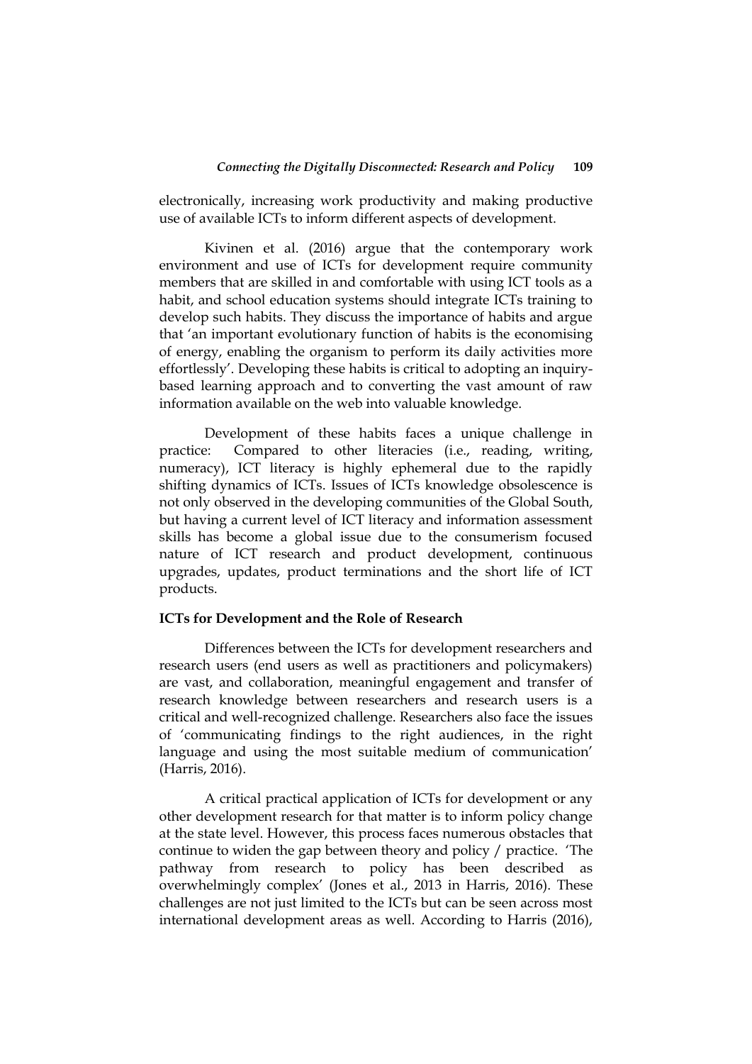electronically, increasing work productivity and making productive use of available ICTs to inform different aspects of development.

Kivinen et al. (2016) argue that the contemporary work environment and use of ICTs for development require community members that are skilled in and comfortable with using ICT tools as a habit, and school education systems should integrate ICTs training to develop such habits. They discuss the importance of habits and argue that 'an important evolutionary function of habits is the economising of energy, enabling the organism to perform its daily activities more effortlessly'. Developing these habits is critical to adopting an inquiry-based learning approach and to converting the vast amount of raw information available on the web into valuable knowledge.

Development of these habits faces a unique challenge in practice: Compared to other literacies (i.e., reading, writing, numeracy), ICT literacy is highly ephemeral due to the rapidly shifting dynamics of ICTs. Issues of ICTs knowledge obsolescence is not only observed in the developing communities of the Global South, but having a current level of ICT literacy and information assessment skills has become a global issue due to the consumerism focused nature of ICT research and product development, continuous upgrades, updates, product terminations and the short life of ICT products.

**ICTs for Development and the Role of Research**

Differences between the ICTs for development researchers and research users (end users as well as practitioners and policymakers) are vast, and collaboration, meaningful engagement and transfer of research knowledge between researchers and research users is a critical and well-recognized challenge. Researchers also face the issues of 'communicating findings to the right audiences, in the right language and using the most suitable medium of communication' (Harris, 2016).

A critical practical application of ICTs for development or any other development research for that matter is to inform policy change at the state level. However, this process faces numerous obstacles that continue to widen the gap between theory and policy / practice. 'The pathway from research to policy has been described as overwhelmingly complex' (Jones et al., 2013 in Harris, 2016). These challenges are not just limited to the ICTs but can be seen across most international development areas as well. According to Harris (2016),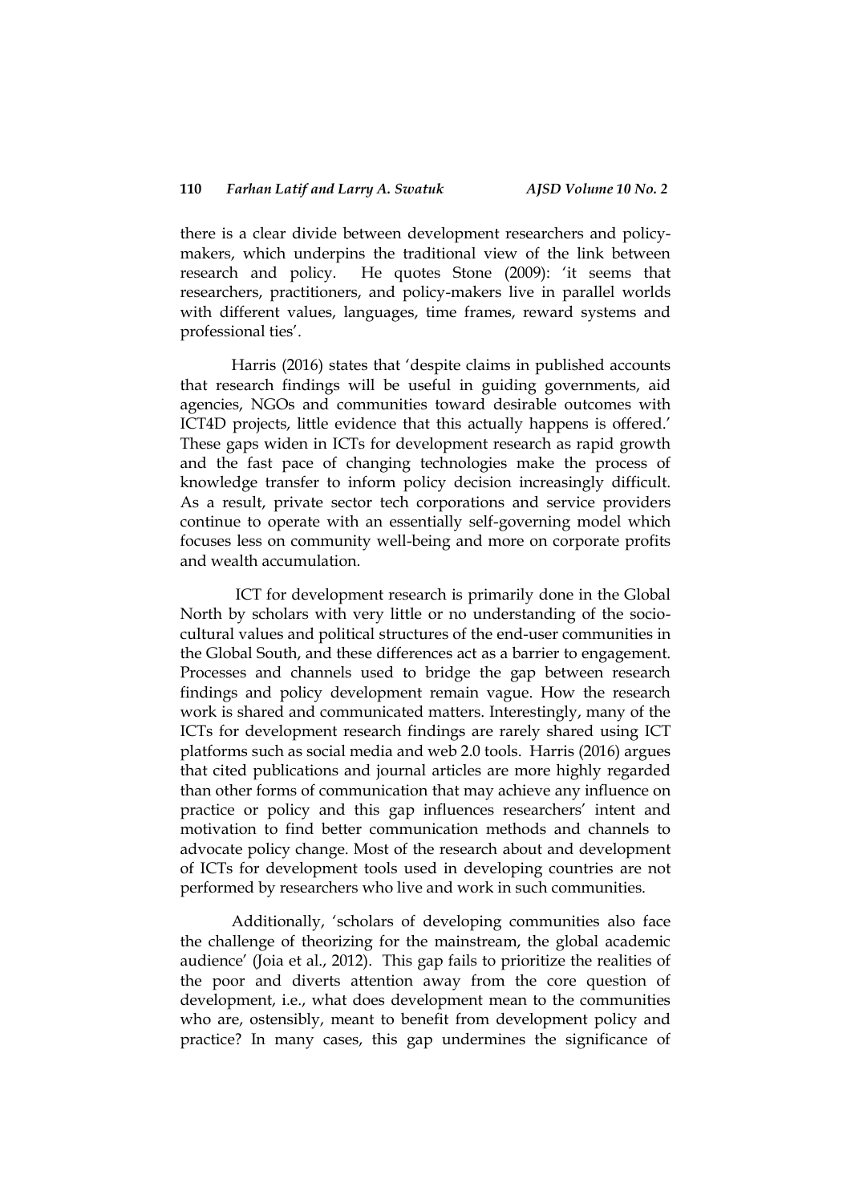there is a clear divide between development researchers and policy-makers, which underpins the traditional view of the link between research and policy. He quotes Stone (2009): 'it seems that researchers, practitioners, and policy-makers live in parallel worlds with different values, languages, time frames, reward systems and professional ties'.

Harris (2016) states that 'despite claims in published accounts that research findings will be useful in guiding governments, aid agencies, NGOs and communities toward desirable outcomes with ICT4D projects, little evidence that this actually happens is offered.' These gaps widen in ICTs for development research as rapid growth and the fast pace of changing technologies make the process of knowledge transfer to inform policy decision increasingly difficult. As a result, private sector tech corporations and service providers continue to operate with an essentially self-governing model which focuses less on community well-being and more on corporate profits and wealth accumulation.

ICT for development research is primarily done in the Global North by scholars with very little or no understanding of the socio-cultural values and political structures of the end-user communities in the Global South, and these differences act as a barrier to engagement. Processes and channels used to bridge the gap between research findings and policy development remain vague. How the research work is shared and communicated matters. Interestingly, many of the ICTs for development research findings are rarely shared using ICT platforms such as social media and web 2.0 tools. Harris (2016) argues that cited publications and journal articles are more highly regarded than other forms of communication that may achieve any influence on practice or policy and this gap influences researchers' intent and motivation to find better communication methods and channels to advocate policy change. Most of the research about and development of ICTs for development tools used in developing countries are not performed by researchers who live and work in such communities.

Additionally, 'scholars of developing communities also face the challenge of theorizing for the mainstream, the global academic audience' (Joia et al., 2012). This gap fails to prioritize the realities of the poor and diverts attention away from the core question of development, i.e., what does development mean to the communities who are, ostensibly, meant to benefit from development policy and practice? In many cases, this gap undermines the significance of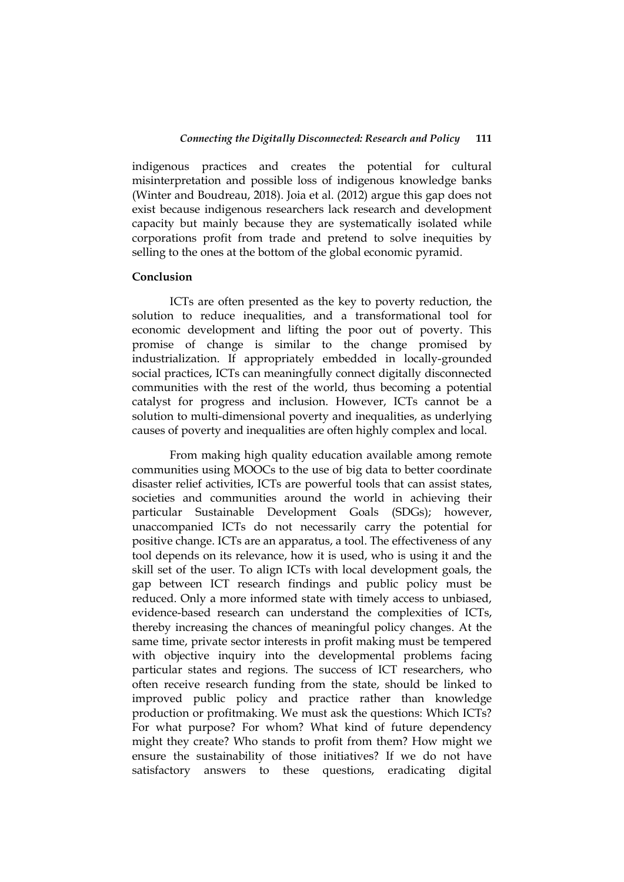indigenous practices and creates the potential for cultural misinterpretation and possible loss of indigenous knowledge banks (Winter and Boudreau, 2018). Joia et al. (2012) argue this gap does not exist because indigenous researchers lack research and development capacity but mainly because they are systematically isolated while corporations profit from trade and pretend to solve inequities by selling to the ones at the bottom of the global economic pyramid.

## Conclusion

ICTs are often presented as the key to poverty reduction, the solution to reduce inequalities, and a transformational tool for economic development and lifting the poor out of poverty. This promise of change is similar to the change promised by industrialization. If appropriately embedded in locally-grounded social practices, ICTs can meaningfully connect digitally disconnected communities with the rest of the world, thus becoming a potential catalyst for progress and inclusion. However, ICTs cannot be a solution to multi-dimensional poverty and inequalities, as underlying causes of poverty and inequalities are often highly complex and local.

From making high quality education available among remote communities using MOOCs to the use of big data to better coordinate disaster relief activities, ICTs are powerful tools that can assist states, societies and communities around the world in achieving their particular Sustainable Development Goals (SDGs); however, unaccompanied ICTs do not necessarily carry the potential for positive change. ICTs are an apparatus, a tool. The effectiveness of any tool depends on its relevance, how it is used, who is using it and the skill set of the user. To align ICTs with local development goals, the gap between ICT research findings and public policy must be reduced. Only a more informed state with timely access to unbiased, evidence-based research can understand the complexities of ICTs, thereby increasing the chances of meaningful policy changes. At the same time, private sector interests in profit making must be tempered with objective inquiry into the developmental problems facing particular states and regions. The success of ICT researchers, who often receive research funding from the state, should be linked to improved public policy and practice rather than knowledge production or profitmaking. We must ask the questions: Which ICTs? For what purpose? For whom? What kind of future dependency might they create? Who stands to profit from them? How might we ensure the sustainability of those initiatives? If we do not have satisfactory answers to these questions, eradicating digital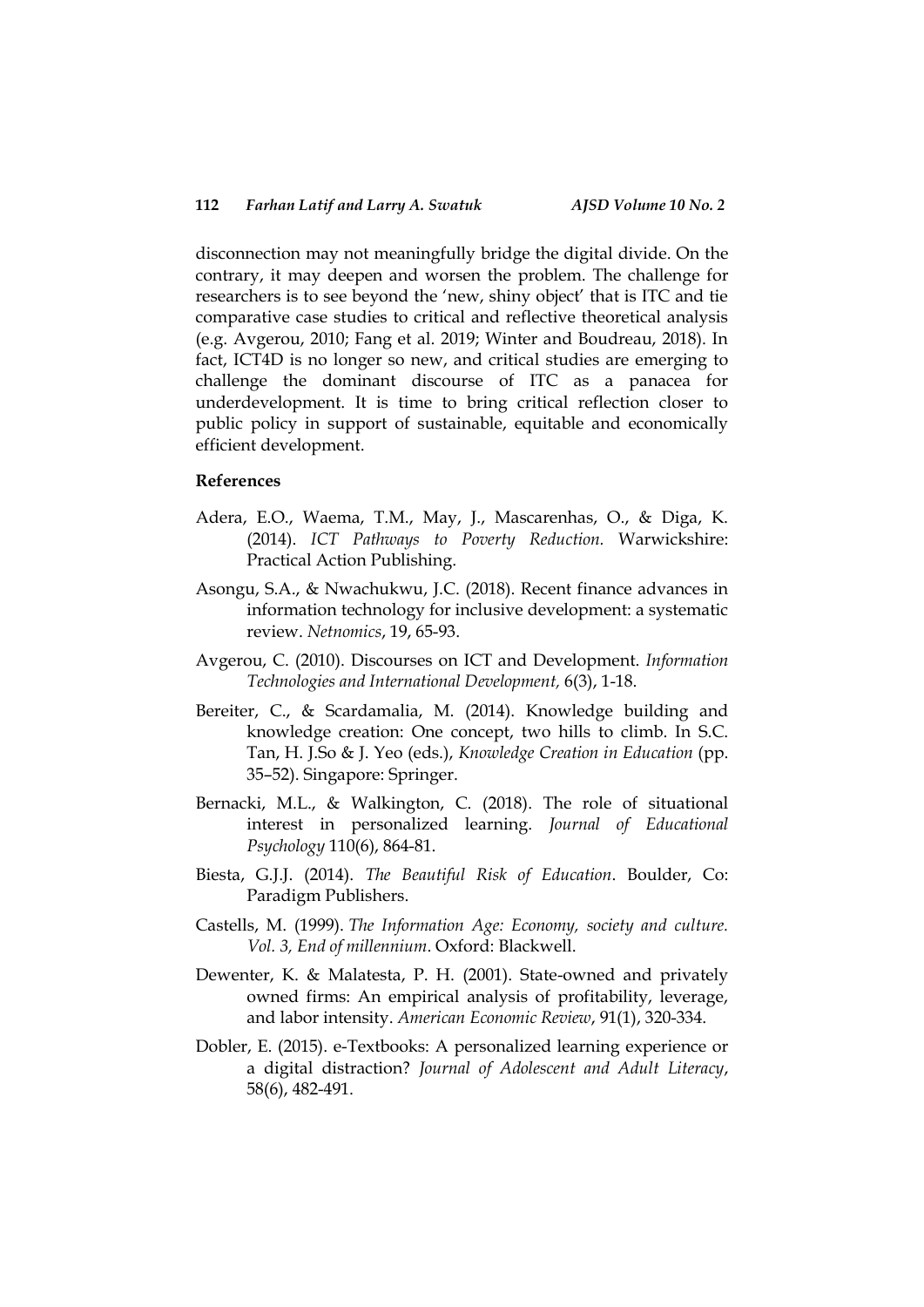disconnection may not meaningfully bridge the digital divide. On the contrary, it may deepen and worsen the problem. The challenge for researchers is to see beyond the 'new, shiny object' that is ITC and tie comparative case studies to critical and reflective theoretical analysis (e.g. Avgerou, 2010; Fang et al. 2019; Winter and Boudreau, 2018). In fact, ICT4D is no longer so new, and critical studies are emerging to challenge the dominant discourse of ITC as a panacea for underdevelopment. It is time to bring critical reflection closer to public policy in support of sustainable, equitable and economically efficient development.

**References**

Adera, E.O., Waema, T.M., May, J., Mascarenhas, O., & Diga, K. (2014). *ICT Pathways to Poverty Reduction.* Warwickshire: Practical Action Publishing.

Asongu, S.A., & Nwachukwu, J.C. (2018). Recent finance advances in information technology for inclusive development: a systematic review. *Netnomics*, 19, 65-93.

Avgerou, C. (2010). Discourses on ICT and Development. *Information Technologies and International Development,* 6(3), 1-18.

Bereiter, C., & Scardamalia, M. (2014). Knowledge building and knowledge creation: One concept, two hills to climb. In S.C. Tan, H. J.So & J. Yeo (eds.), *Knowledge Creation in Education* (pp. 35–52). Singapore: Springer.

Bernacki, M.L., & Walkington, C. (2018). The role of situational interest in personalized learning. *Journal of Educational Psychology* 110(6), 864-81.

Biesta, G.J.J. (2014). *The Beautiful Risk of Education*. Boulder, Co: Paradigm Publishers.

Castells, M. (1999). *The Information Age: Economy, society and culture. Vol. 3, End of millennium*. Oxford: Blackwell.

Dewenter, K. & Malatesta, P. H. (2001). State-owned and privately owned firms: An empirical analysis of profitability, leverage, and labor intensity. *American Economic Review*, 91(1), 320-334.

Dobler, E. (2015). e-Textbooks: A personalized learning experience or a digital distraction? *Journal of Adolescent and Adult Literacy*, 58(6), 482-491.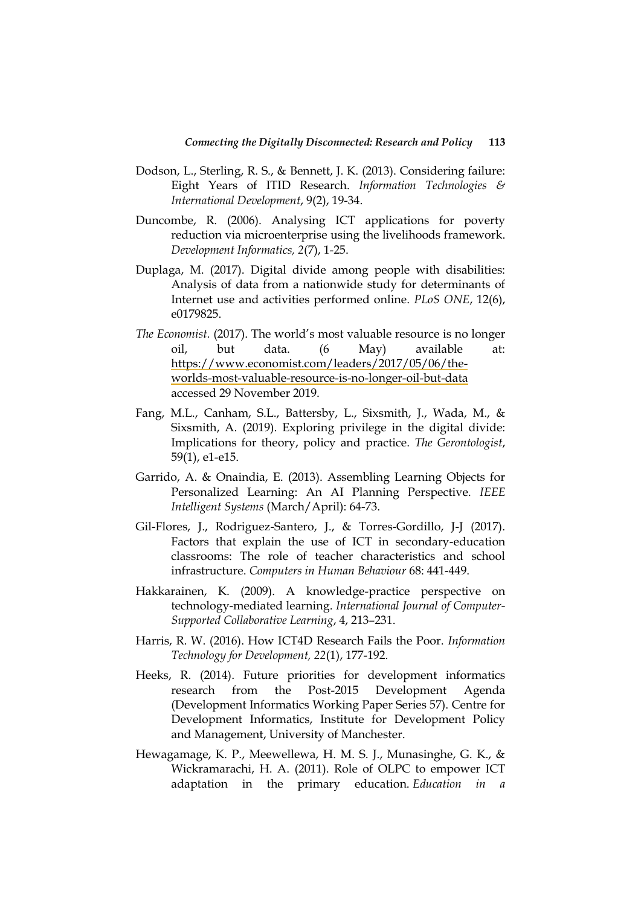Dodson, L., Sterling, R. S., & Bennett, J. K. (2013). Considering failure: Eight Years of ITID Research. *Information Technologies & International Development*, 9(2), 19-34.

Duncombe, R. (2006). Analysing ICT applications for poverty reduction via microenterprise using the livelihoods framework. *Development Informatics, 2*(7), 1-25.

Duplaga, M. (2017). Digital divide among people with disabilities: Analysis of data from a nationwide study for determinants of Internet use and activities performed online. *PLoS ONE*, 12(6), e0179825.

*The Economist.* (2017). The world's most valuable resource is no longer oil, but data. (6 May) available at: https://www.economist.com/leaders/2017/05/06/the-worlds-most-valuable-resource-is-no-longer-oil-but-data accessed 29 November 2019.

Fang, M.L., Canham, S.L., Battersby, L., Sixsmith, J., Wada, M., & Sixsmith, A. (2019). Exploring privilege in the digital divide: Implications for theory, policy and practice. *The Gerontologist*, 59(1), e1-e15.

Garrido, A. & Onaindia, E. (2013). Assembling Learning Objects for Personalized Learning: An AI Planning Perspective. *IEEE Intelligent Systems* (March/April): 64-73.

Gil-Flores, J., Rodriguez-Santero, J., & Torres-Gordillo, J-J (2017). Factors that explain the use of ICT in secondary-education classrooms: The role of teacher characteristics and school infrastructure. *Computers in Human Behaviour* 68: 441-449.

Hakkarainen, K. (2009). A knowledge-practice perspective on technology-mediated learning. *International Journal of Computer-Supported Collaborative Learning*, 4, 213–231.

Harris, R. W. (2016). How ICT4D Research Fails the Poor. *Information Technology for Development, 22*(1), 177-192.

Heeks, R. (2014). Future priorities for development informatics research from the Post-2015 Development Agenda (Development Informatics Working Paper Series 57). Centre for Development Informatics, Institute for Development Policy and Management, University of Manchester.

Hewagamage, K. P., Meewellewa, H. M. S. J., Munasinghe, G. K., & Wickramarachi, H. A. (2011). Role of OLPC to empower ICT adaptation in the primary education. *Education in a*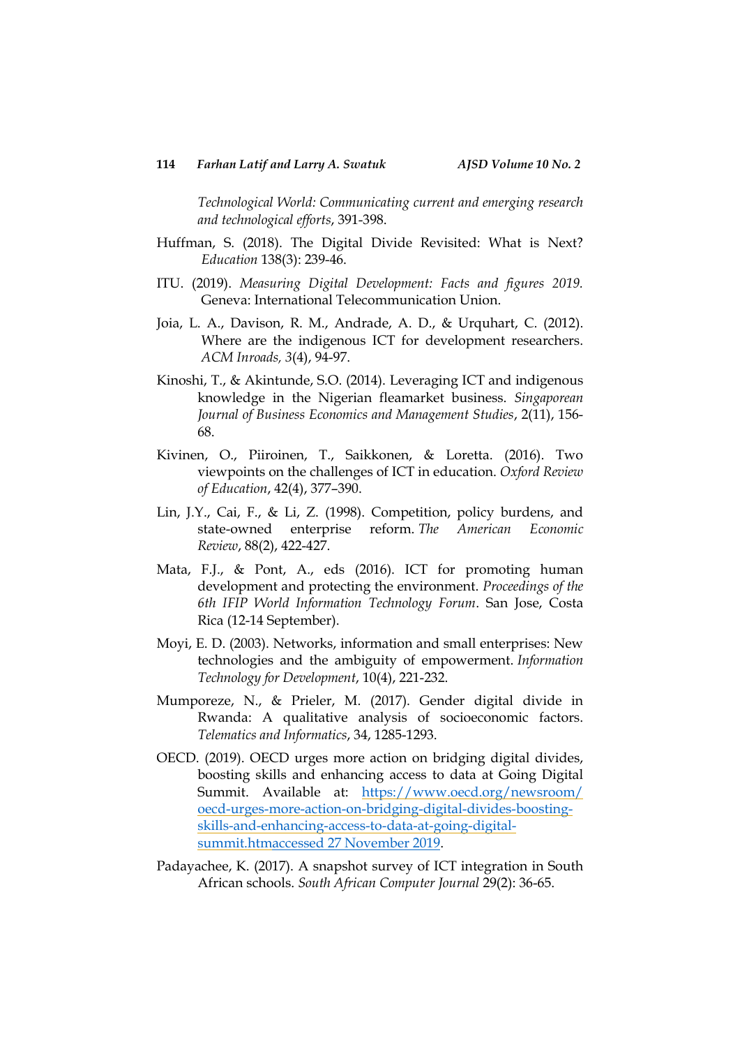*Technological World: Communicating current and emerging research and technological efforts*, 391-398.

Huffman, S. (2018). The Digital Divide Revisited: What is Next? *Education* 138(3): 239-46.

ITU. (2019). *Measuring Digital Development: Facts and figures 2019.* Geneva: International Telecommunication Union.

Joia, L. A., Davison, R. M., Andrade, A. D., & Urquhart, C. (2012). Where are the indigenous ICT for development researchers. *ACM Inroads, 3*(4), 94-97.

Kinoshi, T., & Akintunde, S.O. (2014). Leveraging ICT and indigenous knowledge in the Nigerian fleamarket business. *Singaporean Journal of Business Economics and Management Studies*, 2(11), 156-68.

Kivinen, O., Piiroinen, T., Saikkonen, & Loretta. (2016). Two viewpoints on the challenges of ICT in education. *Oxford Review of Education*, 42(4), 377–390.

Lin, J.Y., Cai, F., & Li, Z. (1998). Competition, policy burdens, and state-owned enterprise reform. *The American Economic Review*, 88(2), 422-427.

Mata, F.J., & Pont, A., eds (2016). ICT for promoting human development and protecting the environment. *Proceedings of the 6th IFIP World Information Technology Forum*. San Jose, Costa Rica (12-14 September).

Moyi, E. D. (2003). Networks, information and small enterprises: New technologies and the ambiguity of empowerment. *Information Technology for Development*, 10(4), 221-232.

Mumporeze, N., & Prieler, M. (2017). Gender digital divide in Rwanda: A qualitative analysis of socioeconomic factors. *Telematics and Informatics*, 34, 1285-1293.

OECD. (2019). OECD urges more action on bridging digital divides, boosting skills and enhancing access to data at Going Digital Summit. Available at: [https://www.oecd.org/newsroom/oecd-urges-more-action-on-bridging-digital-divides-boosting-skills-and-enhancing-access-to-data-at-going-digital-summit.htmaccessed 27 November 2019](https://www.oecd.org/newsroom/oecd-urges-more-action-on-bridging-digital-divides-boosting-skills-and-enhancing-access-to-data-at-going-digital-summit.htm).

Padayachee, K. (2017). A snapshot survey of ICT integration in South African schools. *South African Computer Journal* 29(2): 36-65.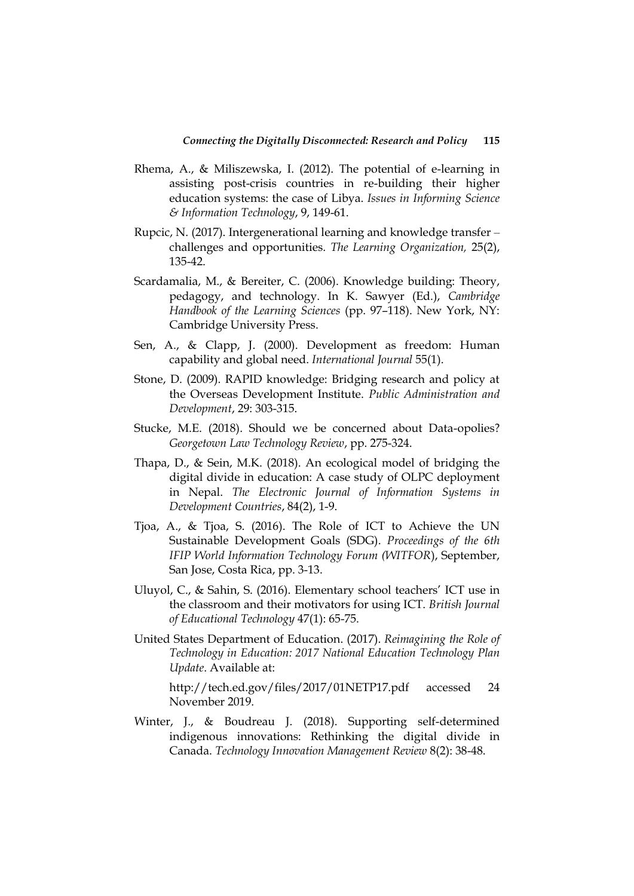Rhema, A., & Miliszewska, I. (2012). The potential of e-learning in assisting post-crisis countries in re-building their higher education systems: the case of Libya. *Issues in Informing Science & Information Technology*, 9, 149-61.

Rupcic, N. (2017). Intergenerational learning and knowledge transfer – challenges and opportunities. *The Learning Organization,* 25(2), 135-42.

Scardamalia, M., & Bereiter, C. (2006). Knowledge building: Theory, pedagogy, and technology. In K. Sawyer (Ed.), *Cambridge Handbook of the Learning Sciences* (pp. 97–118). New York, NY: Cambridge University Press.

Sen, A., & Clapp, J. (2000). Development as freedom: Human capability and global need. *International Journal* 55(1).

Stone, D. (2009). RAPID knowledge: Bridging research and policy at the Overseas Development Institute. *Public Administration and Development*, 29: 303-315.

Stucke, M.E. (2018). Should we be concerned about Data-opolies? *Georgetown Law Technology Review*, pp. 275-324.

Thapa, D., & Sein, M.K. (2018). An ecological model of bridging the digital divide in education: A case study of OLPC deployment in Nepal. *The Electronic Journal of Information Systems in Development Countries*, 84(2), 1-9.

Tjoa, A., & Tjoa, S. (2016). The Role of ICT to Achieve the UN Sustainable Development Goals (SDG). *Proceedings of the 6th IFIP World Information Technology Forum (WITFOR*), September, San Jose, Costa Rica, pp. 3-13.

Uluyol, C., & Sahin, S. (2016). Elementary school teachers' ICT use in the classroom and their motivators for using ICT. *British Journal of Educational Technology* 47(1): 65-75.

United States Department of Education. (2017). *Reimagining the Role of Technology in Education: 2017 National Education Technology Plan Update*. Available at:

http://tech.ed.gov/files/2017/01NETP17.pdf accessed 24 November 2019.

Winter, J., & Boudreau J. (2018). Supporting self-determined indigenous innovations: Rethinking the digital divide in Canada. *Technology Innovation Management Review* 8(2): 38-48.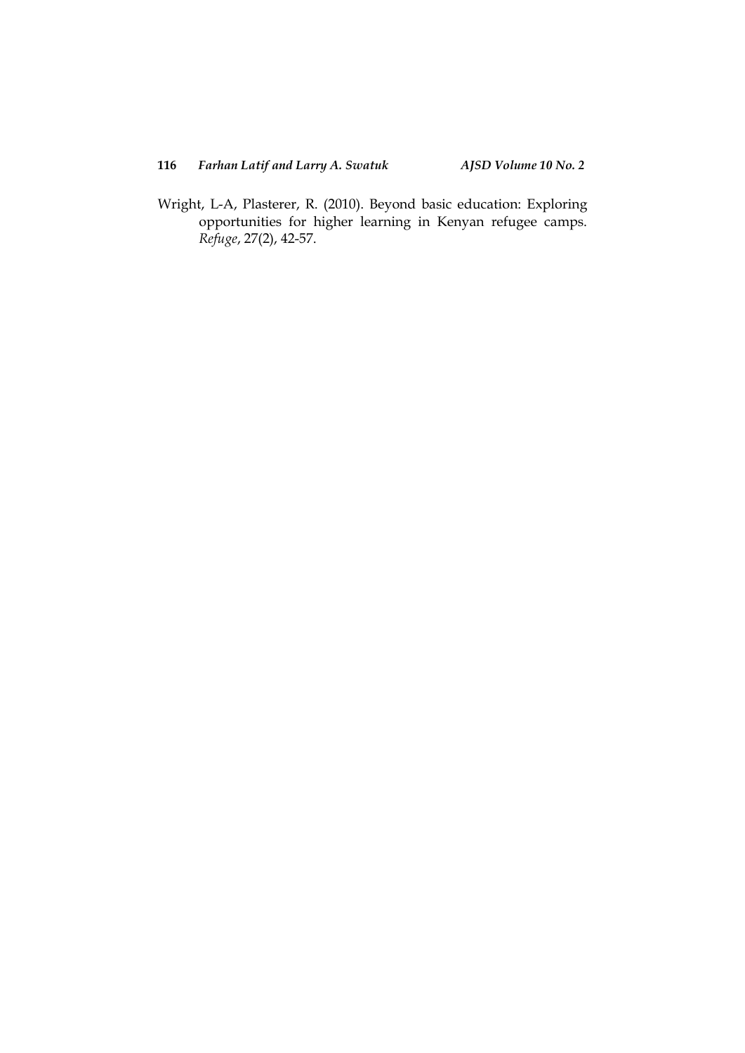Wright, L-A, Plasterer, R. (2010). Beyond basic education: Exploring opportunities for higher learning in Kenyan refugee camps. *Refuge*, 27(2), 42-57.